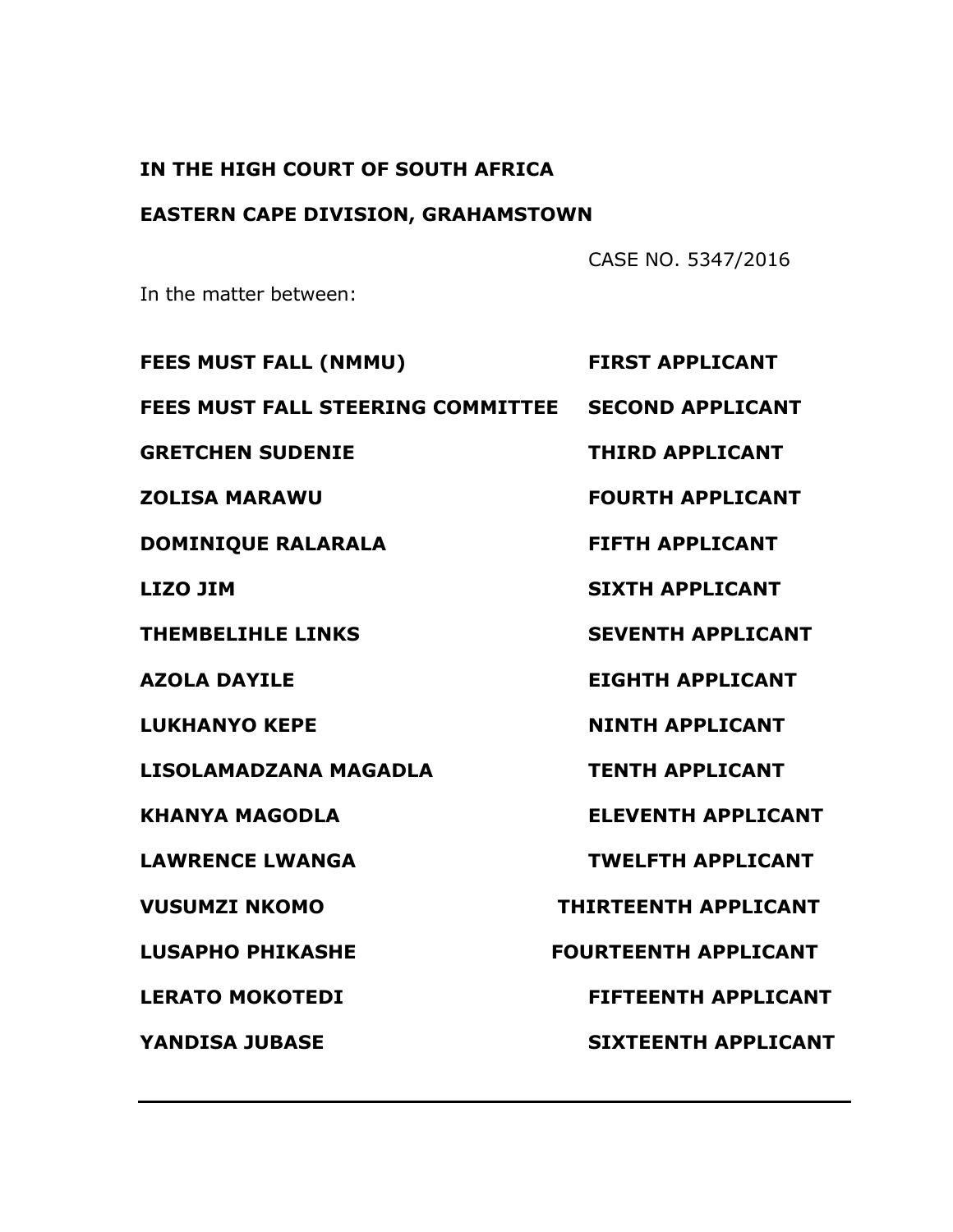**IN THE HIGH COURT OF SOUTH AFRICA**

**EASTERN CAPE DIVISION, GRAHAMSTOWN**

CASE NO. 5347/2016

In the matter between:

| | |
|---|---|
| **FEES MUST FALL (NMMU)** | **FIRST APPLICANT** |
| **FEES MUST FALL STEERING COMMITTEE** | **SECOND APPLICANT** |
| **GRETCHEN SUDENIE** | **THIRD APPLICANT** |
| **ZOLISA MARAWU** | **FOURTH APPLICANT** |
| **DOMINIQUE RALARALA** | **FIFTH APPLICANT** |
| **LIZO JIM** | **SIXTH APPLICANT** |
| **THEMBELIHLE LINKS** | **SEVENTH APPLICANT** |
| **AZOLA DAYILE** | **EIGHTH APPLICANT** |
| **LUKHANYO KEPE** | **NINTH APPLICANT** |
| **LISOLAMADZANA MAGADLA** | **TENTH APPLICANT** |
| **KHANYA MAGODLA** | **ELEVENTH APPLICANT** |
| **LAWRENCE LWANGA** | **TWELFTH APPLICANT** |
| **VUSUMZI NKOMO** | **THIRTEENTH APPLICANT** |
| **LUSAPHO PHIKASHE** | **FOURTEENTH APPLICANT** |
| **LERATO MOKOTEDI** | **FIFTEENTH APPLICANT** |
| **YANDISA JUBASE** | **SIXTEENTH APPLICANT** |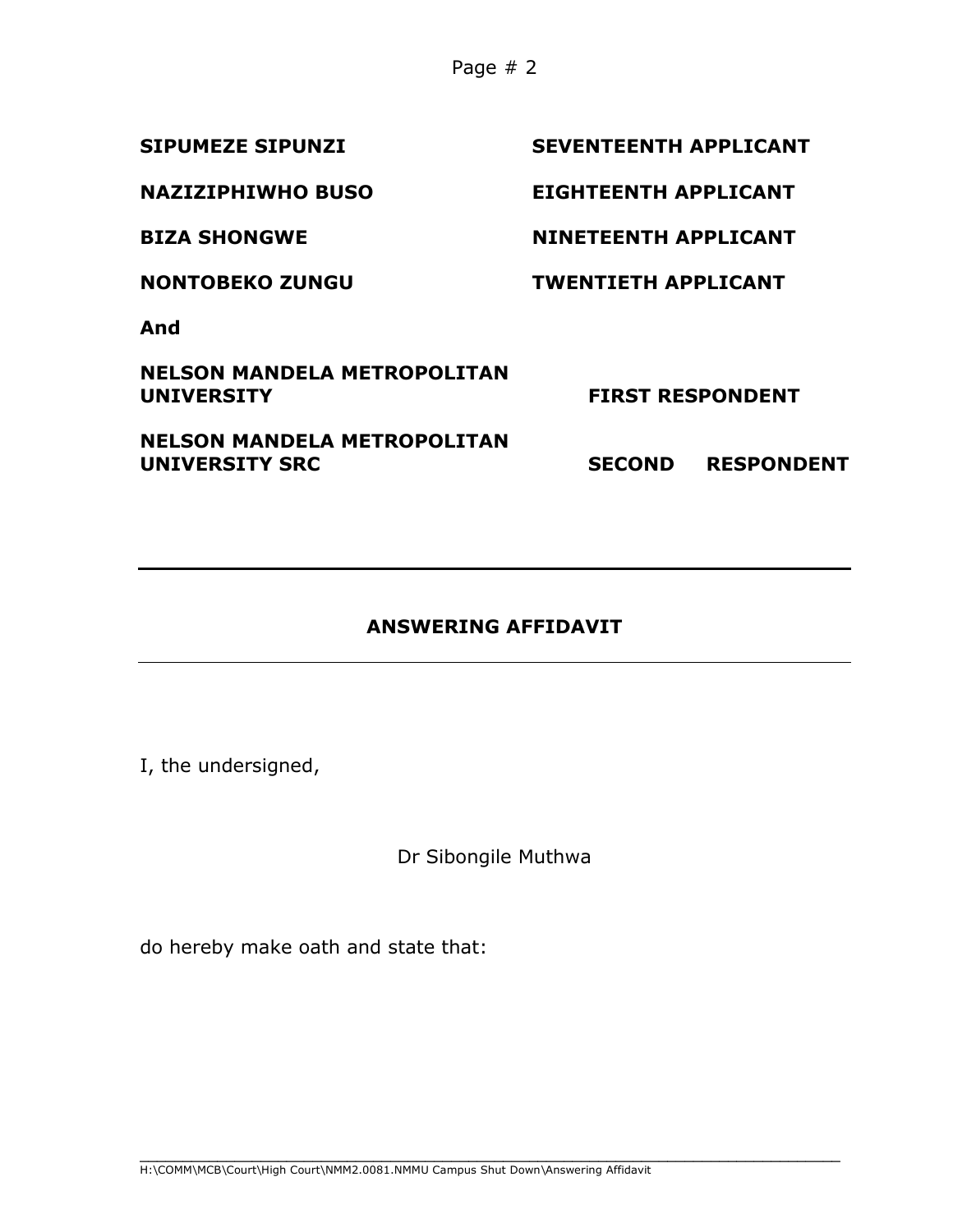| | |
|---|---|
| **SIPUMEZE SIPUNZI** | **SEVENTEENTH APPLICANT** |
| **NAZIZIPHIWHO BUSO** | **EIGHTEENTH APPLICANT** |
| **BIZA SHONGWE** | **NINETEENTH APPLICANT** |
| **NONTOBEKO ZUNGU** | **TWENTIETH APPLICANT** |

**And**

| | |
|---|---|
| **NELSON MANDELA METROPOLITAN UNIVERSITY** | **FIRST RESPONDENT** |
| **NELSON MANDELA METROPOLITAN UNIVERSITY SRC** | **SECOND RESPONDENT** |

---

## ANSWERING AFFIDAVIT

---

I, the undersigned,

Dr Sibongile Muthwa

do hereby make oath and state that:

H:\COMM\MCB\Court\High Court\NMM2.0081.NMMU Campus Shut Down\Answering Affidavit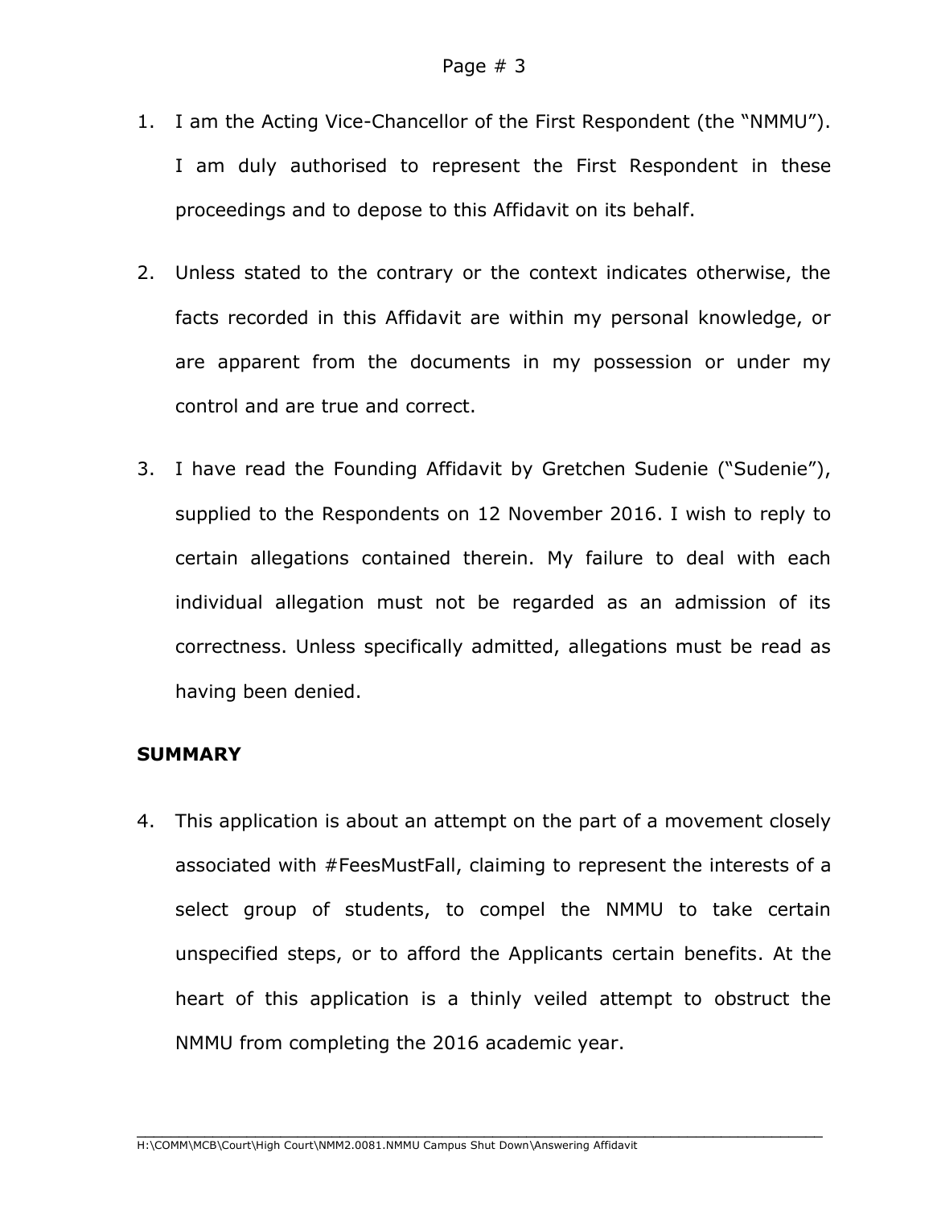1. I am the Acting Vice-Chancellor of the First Respondent (the "NMMU"). I am duly authorised to represent the First Respondent in these proceedings and to depose to this Affidavit on its behalf.

2. Unless stated to the contrary or the context indicates otherwise, the facts recorded in this Affidavit are within my personal knowledge, or are apparent from the documents in my possession or under my control and are true and correct.

3. I have read the Founding Affidavit by Gretchen Sudenie ("Sudenie"), supplied to the Respondents on 12 November 2016. I wish to reply to certain allegations contained therein. My failure to deal with each individual allegation must not be regarded as an admission of its correctness. Unless specifically admitted, allegations must be read as having been denied.

**SUMMARY**

4. This application is about an attempt on the part of a movement closely associated with #FeesMustFall, claiming to represent the interests of a select group of students, to compel the NMMU to take certain unspecified steps, or to afford the Applicants certain benefits. At the heart of this application is a thinly veiled attempt to obstruct the NMMU from completing the 2016 academic year.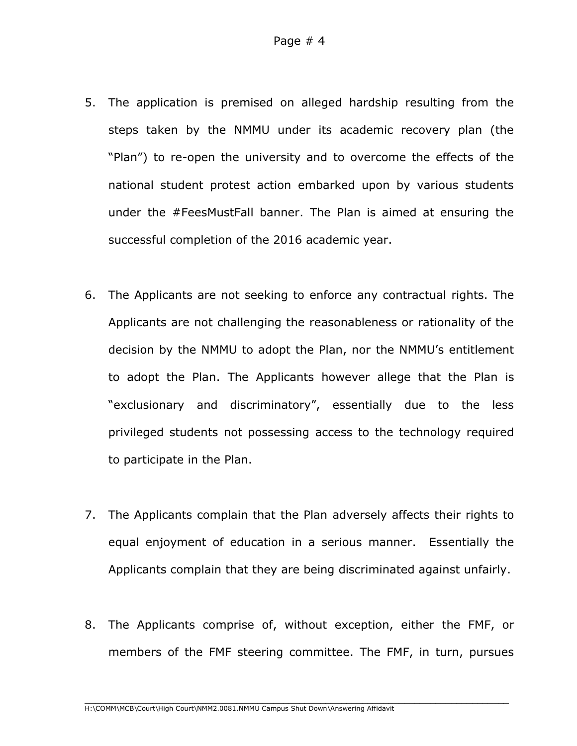5. The application is premised on alleged hardship resulting from the steps taken by the NMMU under its academic recovery plan (the "Plan") to re-open the university and to overcome the effects of the national student protest action embarked upon by various students under the #FeesMustFall banner. The Plan is aimed at ensuring the successful completion of the 2016 academic year.

6. The Applicants are not seeking to enforce any contractual rights. The Applicants are not challenging the reasonableness or rationality of the decision by the NMMU to adopt the Plan, nor the NMMU's entitlement to adopt the Plan. The Applicants however allege that the Plan is "exclusionary and discriminatory", essentially due to the less privileged students not possessing access to the technology required to participate in the Plan.

7. The Applicants complain that the Plan adversely affects their rights to equal enjoyment of education in a serious manner. Essentially the Applicants complain that they are being discriminated against unfairly.

8. The Applicants comprise of, without exception, either the FMF, or members of the FMF steering committee. The FMF, in turn, pursues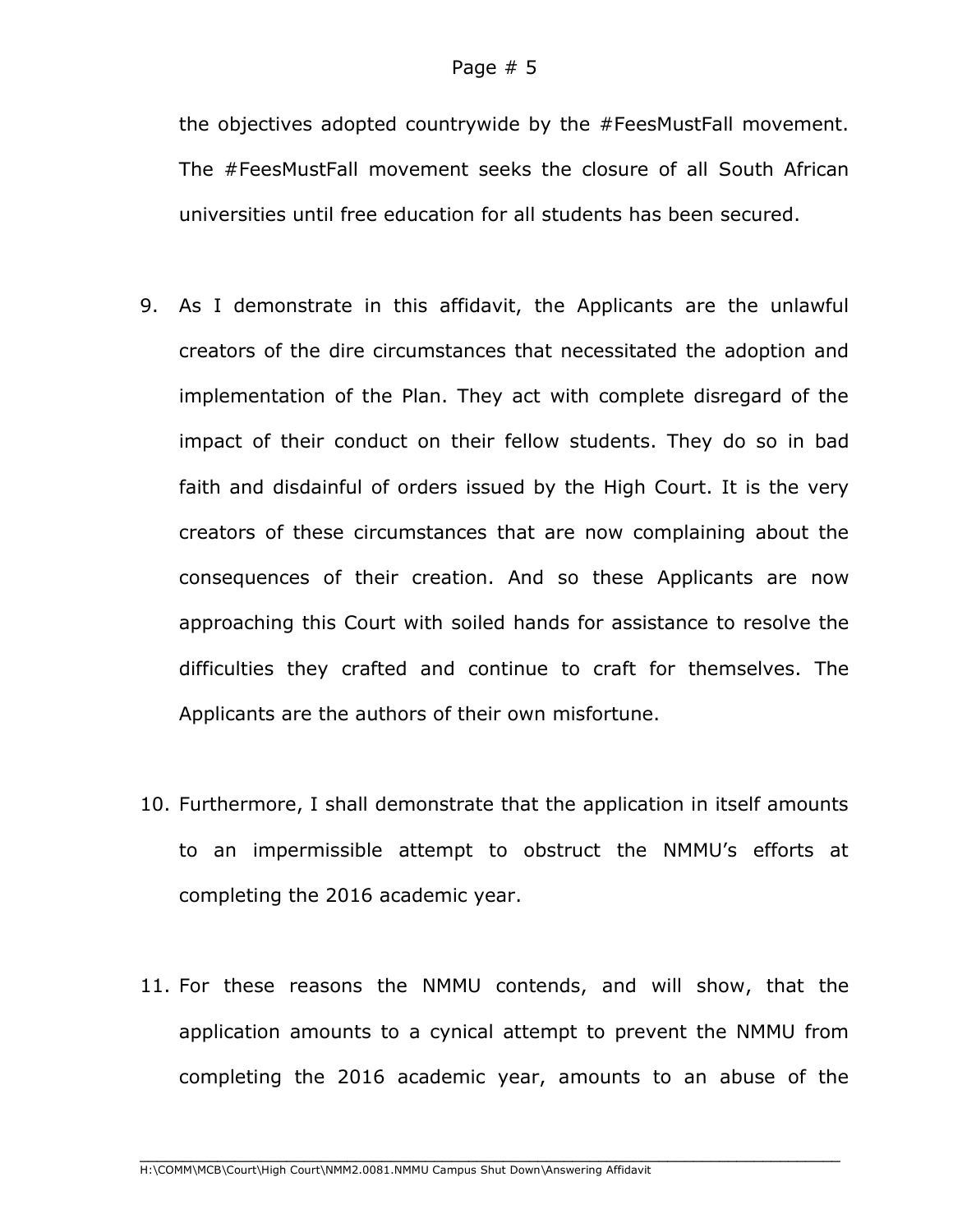the objectives adopted countrywide by the #FeesMustFall movement. The #FeesMustFall movement seeks the closure of all South African universities until free education for all students has been secured.

9. As I demonstrate in this affidavit, the Applicants are the unlawful creators of the dire circumstances that necessitated the adoption and implementation of the Plan. They act with complete disregard of the impact of their conduct on their fellow students. They do so in bad faith and disdainful of orders issued by the High Court. It is the very creators of these circumstances that are now complaining about the consequences of their creation. And so these Applicants are now approaching this Court with soiled hands for assistance to resolve the difficulties they crafted and continue to craft for themselves. The Applicants are the authors of their own misfortune.

10. Furthermore, I shall demonstrate that the application in itself amounts to an impermissible attempt to obstruct the NMMU's efforts at completing the 2016 academic year.

11. For these reasons the NMMU contends, and will show, that the application amounts to a cynical attempt to prevent the NMMU from completing the 2016 academic year, amounts to an abuse of the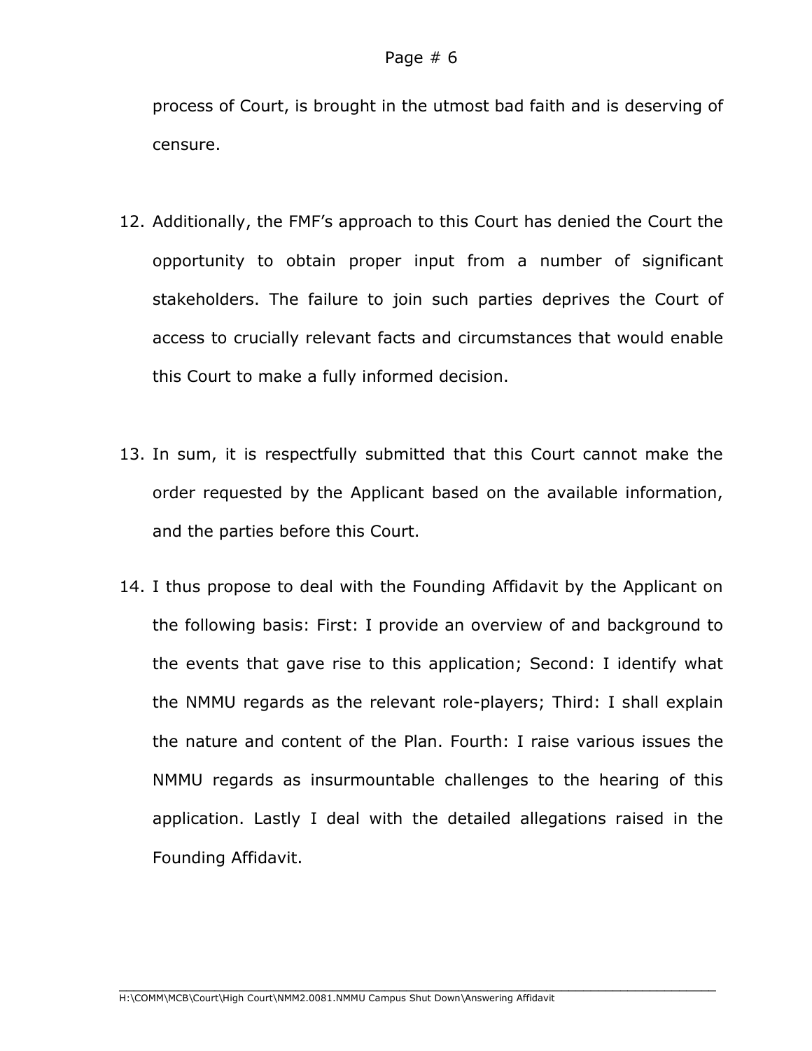process of Court, is brought in the utmost bad faith and is deserving of censure.

12. Additionally, the FMF's approach to this Court has denied the Court the opportunity to obtain proper input from a number of significant stakeholders. The failure to join such parties deprives the Court of access to crucially relevant facts and circumstances that would enable this Court to make a fully informed decision.

13. In sum, it is respectfully submitted that this Court cannot make the order requested by the Applicant based on the available information, and the parties before this Court.

14. I thus propose to deal with the Founding Affidavit by the Applicant on the following basis: First: I provide an overview of and background to the events that gave rise to this application; Second: I identify what the NMMU regards as the relevant role-players; Third: I shall explain the nature and content of the Plan. Fourth: I raise various issues the NMMU regards as insurmountable challenges to the hearing of this application. Lastly I deal with the detailed allegations raised in the Founding Affidavit.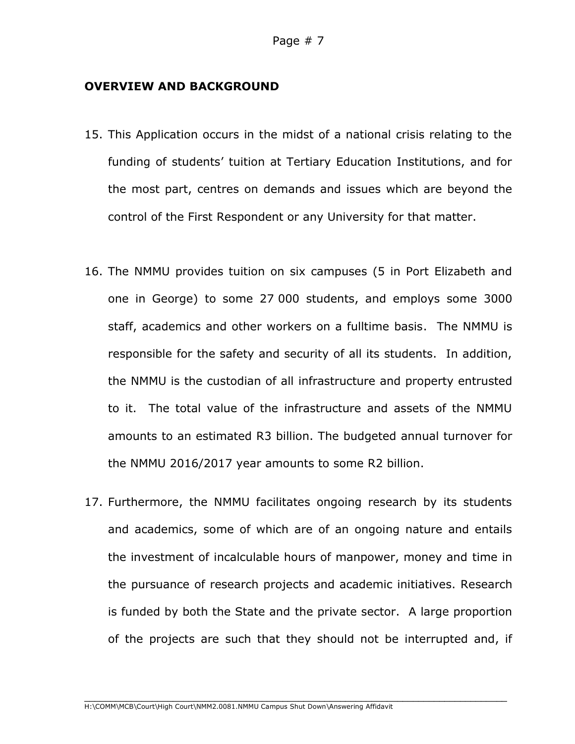## OVERVIEW AND BACKGROUND

15. This Application occurs in the midst of a national crisis relating to the funding of students' tuition at Tertiary Education Institutions, and for the most part, centres on demands and issues which are beyond the control of the First Respondent or any University for that matter.

16. The NMMU provides tuition on six campuses (5 in Port Elizabeth and one in George) to some 27 000 students, and employs some 3000 staff, academics and other workers on a fulltime basis. The NMMU is responsible for the safety and security of all its students. In addition, the NMMU is the custodian of all infrastructure and property entrusted to it. The total value of the infrastructure and assets of the NMMU amounts to an estimated R3 billion. The budgeted annual turnover for the NMMU 2016/2017 year amounts to some R2 billion.

17. Furthermore, the NMMU facilitates ongoing research by its students and academics, some of which are of an ongoing nature and entails the investment of incalculable hours of manpower, money and time in the pursuance of research projects and academic initiatives. Research is funded by both the State and the private sector. A large proportion of the projects are such that they should not be interrupted and, if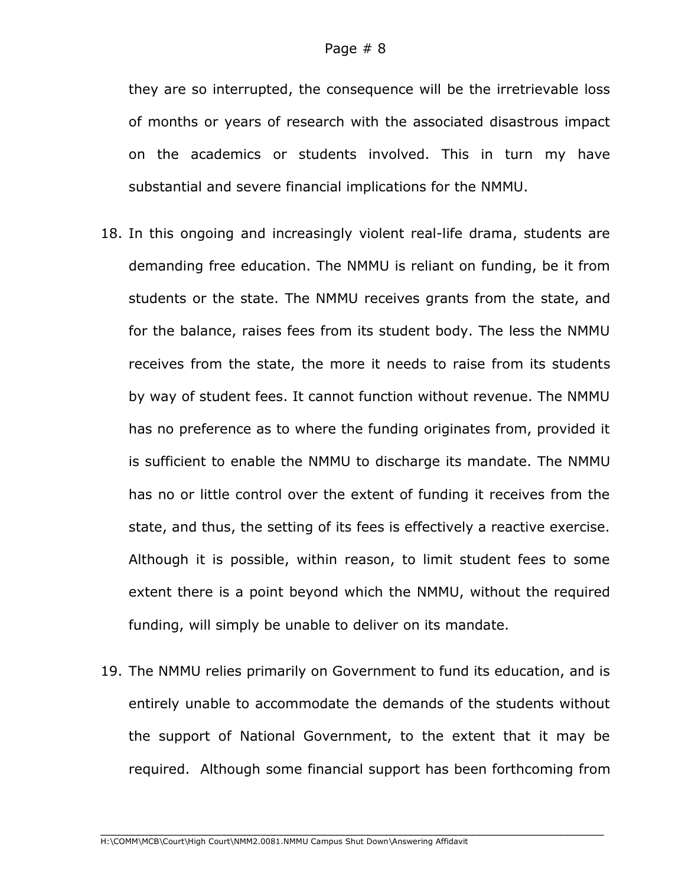they are so interrupted, the consequence will be the irretrievable loss of months or years of research with the associated disastrous impact on the academics or students involved. This in turn my have substantial and severe financial implications for the NMMU.

18. In this ongoing and increasingly violent real-life drama, students are demanding free education. The NMMU is reliant on funding, be it from students or the state. The NMMU receives grants from the state, and for the balance, raises fees from its student body. The less the NMMU receives from the state, the more it needs to raise from its students by way of student fees. It cannot function without revenue. The NMMU has no preference as to where the funding originates from, provided it is sufficient to enable the NMMU to discharge its mandate. The NMMU has no or little control over the extent of funding it receives from the state, and thus, the setting of its fees is effectively a reactive exercise. Although it is possible, within reason, to limit student fees to some extent there is a point beyond which the NMMU, without the required funding, will simply be unable to deliver on its mandate.

19. The NMMU relies primarily on Government to fund its education, and is entirely unable to accommodate the demands of the students without the support of National Government, to the extent that it may be required. Although some financial support has been forthcoming from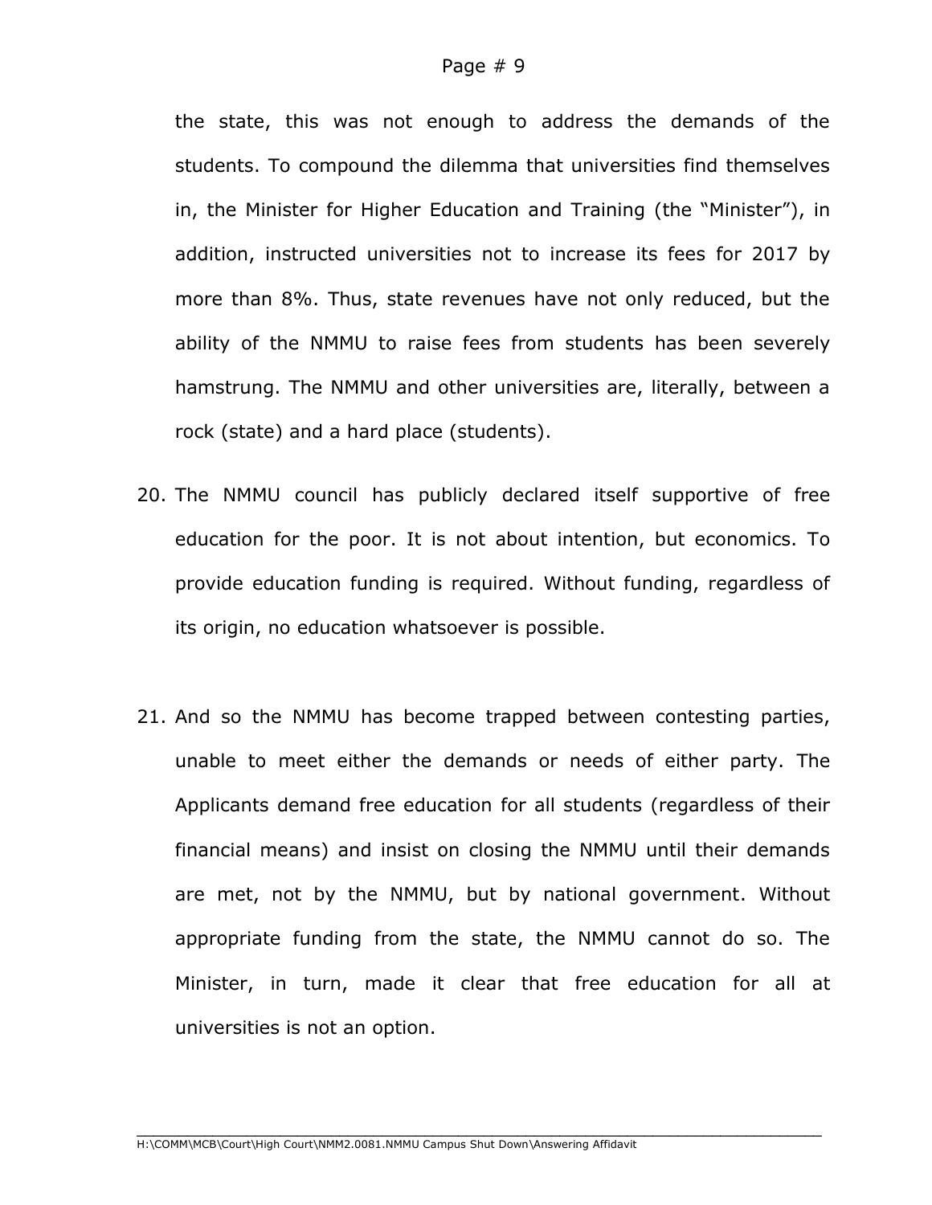the state, this was not enough to address the demands of the students. To compound the dilemma that universities find themselves in, the Minister for Higher Education and Training (the "Minister"), in addition, instructed universities not to increase its fees for 2017 by more than 8%. Thus, state revenues have not only reduced, but the ability of the NMMU to raise fees from students has been severely hamstrung. The NMMU and other universities are, literally, between a rock (state) and a hard place (students).

20. The NMMU council has publicly declared itself supportive of free education for the poor. It is not about intention, but economics. To provide education funding is required. Without funding, regardless of its origin, no education whatsoever is possible.

21. And so the NMMU has become trapped between contesting parties, unable to meet either the demands or needs of either party. The Applicants demand free education for all students (regardless of their financial means) and insist on closing the NMMU until their demands are met, not by the NMMU, but by national government. Without appropriate funding from the state, the NMMU cannot do so. The Minister, in turn, made it clear that free education for all at universities is not an option.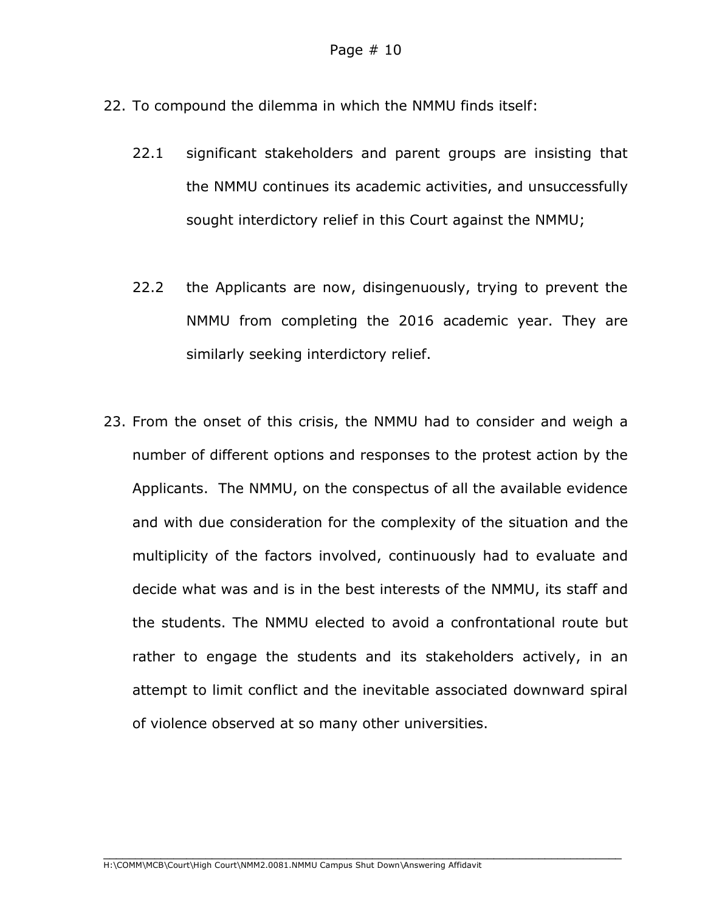22. To compound the dilemma in which the NMMU finds itself:

    22.1 significant stakeholders and parent groups are insisting that the NMMU continues its academic activities, and unsuccessfully sought interdictory relief in this Court against the NMMU;

    22.2 the Applicants are now, disingenuously, trying to prevent the NMMU from completing the 2016 academic year. They are similarly seeking interdictory relief.

23. From the onset of this crisis, the NMMU had to consider and weigh a number of different options and responses to the protest action by the Applicants. The NMMU, on the conspectus of all the available evidence and with due consideration for the complexity of the situation and the multiplicity of the factors involved, continuously had to evaluate and decide what was and is in the best interests of the NMMU, its staff and the students. The NMMU elected to avoid a confrontational route but rather to engage the students and its stakeholders actively, in an attempt to limit conflict and the inevitable associated downward spiral of violence observed at so many other universities.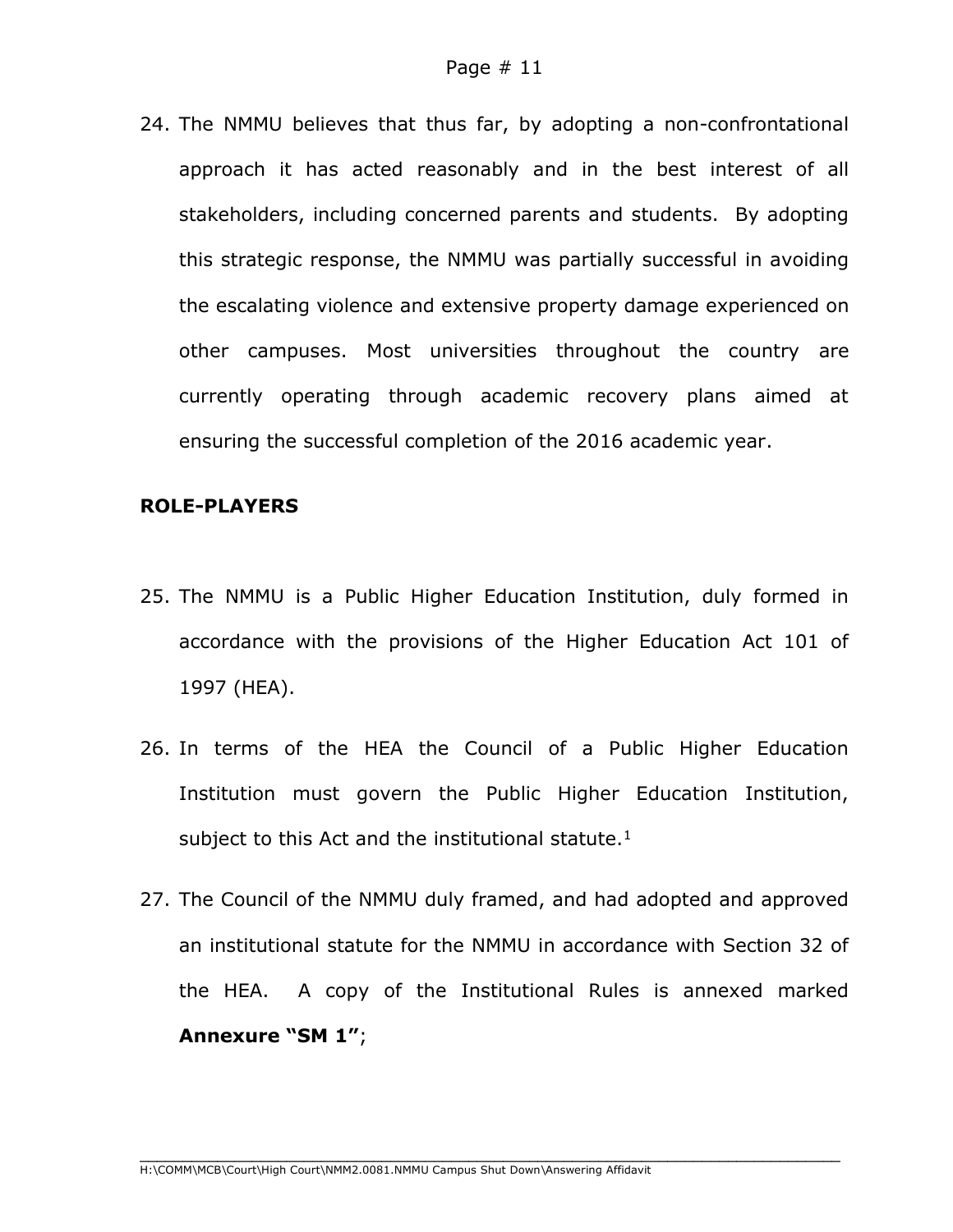24. The NMMU believes that thus far, by adopting a non-confrontational approach it has acted reasonably and in the best interest of all stakeholders, including concerned parents and students. By adopting this strategic response, the NMMU was partially successful in avoiding the escalating violence and extensive property damage experienced on other campuses. Most universities throughout the country are currently operating through academic recovery plans aimed at ensuring the successful completion of the 2016 academic year.

**ROLE-PLAYERS**

25. The NMMU is a Public Higher Education Institution, duly formed in accordance with the provisions of the Higher Education Act 101 of 1997 (HEA).

26. In terms of the HEA the Council of a Public Higher Education Institution must govern the Public Higher Education Institution, subject to this Act and the institutional statute.[1]

27. The Council of the NMMU duly framed, and had adopted and approved an institutional statute for the NMMU in accordance with Section 32 of the HEA. A copy of the Institutional Rules is annexed marked **Annexure "SM 1"**;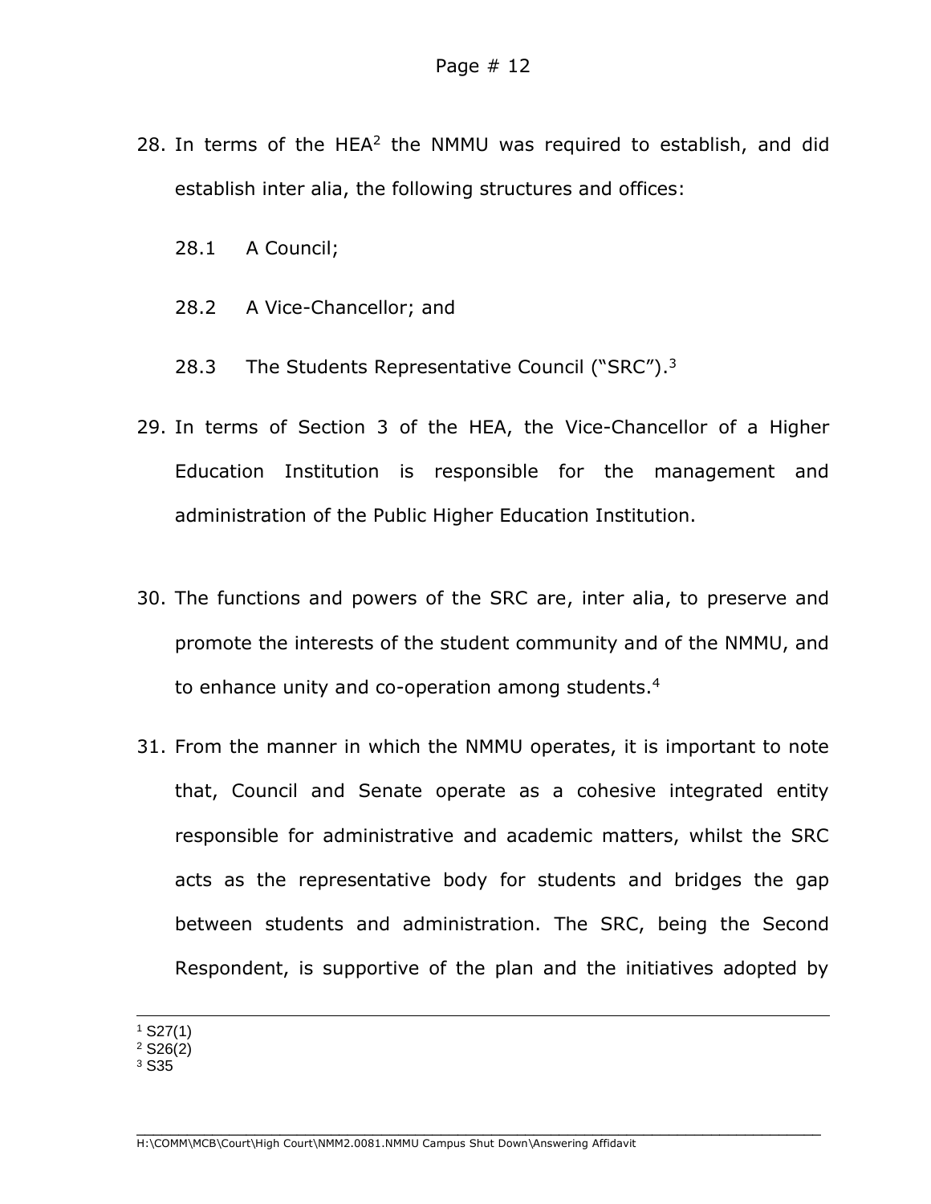28. In terms of the HEA[2] the NMMU was required to establish, and did establish inter alia, the following structures and offices:

    28.1 A Council;

    28.2 A Vice-Chancellor; and

    28.3 The Students Representative Council ("SRC").[3]

29. In terms of Section 3 of the HEA, the Vice-Chancellor of a Higher Education Institution is responsible for the management and administration of the Public Higher Education Institution.

30. The functions and powers of the SRC are, inter alia, to preserve and promote the interests of the student community and of the NMMU, and to enhance unity and co-operation among students.[4]

31. From the manner in which the NMMU operates, it is important to note that, Council and Senate operate as a cohesive integrated entity responsible for administrative and academic matters, whilst the SRC acts as the representative body for students and bridges the gap between students and administration. The SRC, being the Second Respondent, is supportive of the plan and the initiatives adopted by

---

[1] S27(1)
[2] S26(2)
[3] S35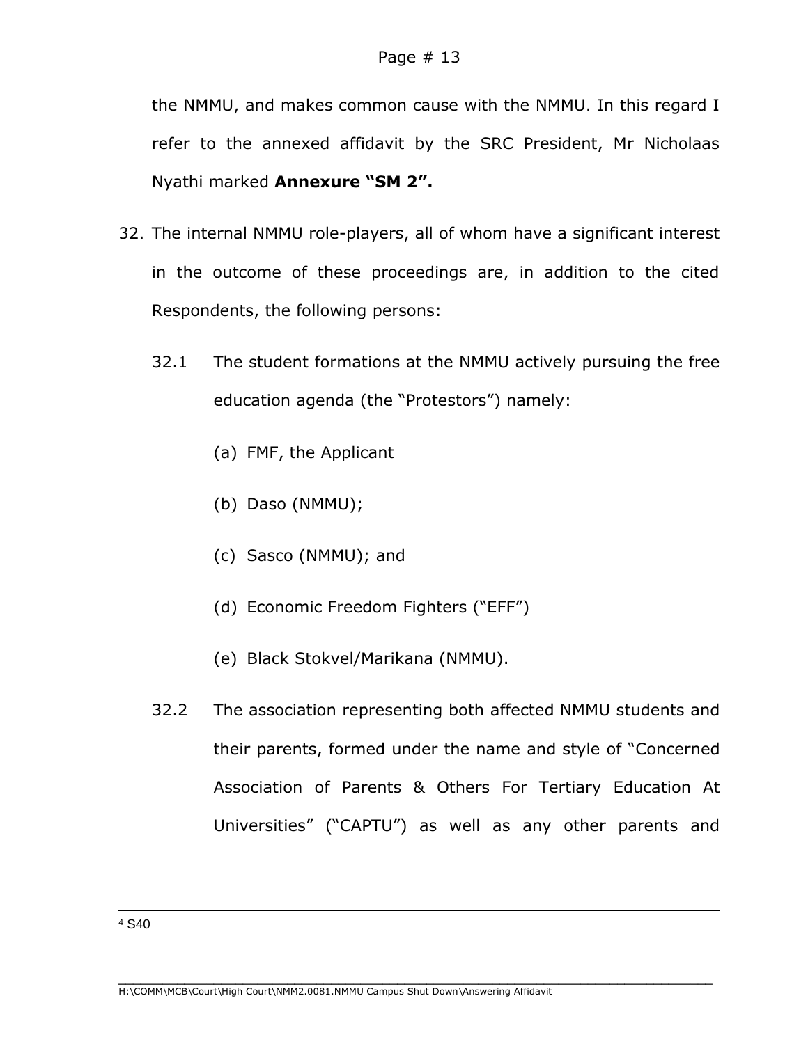the NMMU, and makes common cause with the NMMU. In this regard I refer to the annexed affidavit by the SRC President, Mr Nicholaas Nyathi marked **Annexure "SM 2".**

32. The internal NMMU role-players, all of whom have a significant interest in the outcome of these proceedings are, in addition to the cited Respondents, the following persons:

    32.1 The student formations at the NMMU actively pursuing the free education agenda (the "Protestors") namely:

    (a) FMF, the Applicant

    (b) Daso (NMMU);

    (c) Sasco (NMMU); and

    (d) Economic Freedom Fighters ("EFF")

    (e) Black Stokvel/Marikana (NMMU).

    32.2 The association representing both affected NMMU students and their parents, formed under the name and style of "Concerned Association of Parents & Others For Tertiary Education At Universities" ("CAPTU") as well as any other parents and

---

[4] S40

H:\COMM\MCB\Court\High Court\NMM2.0081.NMMU Campus Shut Down\Answering Affidavit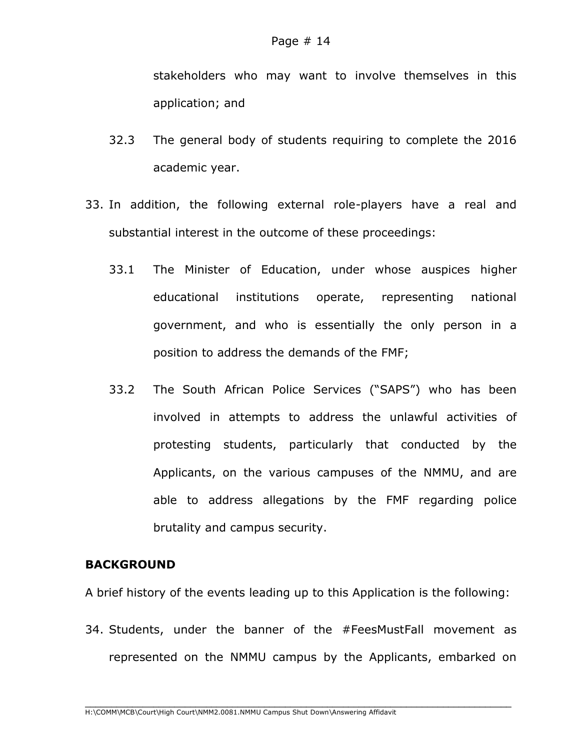stakeholders who may want to involve themselves in this application; and

32.3 The general body of students requiring to complete the 2016 academic year.

33. In addition, the following external role-players have a real and substantial interest in the outcome of these proceedings:

    33.1 The Minister of Education, under whose auspices higher educational institutions operate, representing national government, and who is essentially the only person in a position to address the demands of the FMF;

    33.2 The South African Police Services ("SAPS") who has been involved in attempts to address the unlawful activities of protesting students, particularly that conducted by the Applicants, on the various campuses of the NMMU, and are able to address allegations by the FMF regarding police brutality and campus security.

**BACKGROUND**

A brief history of the events leading up to this Application is the following:

34. Students, under the banner of the #FeesMustFall movement as represented on the NMMU campus by the Applicants, embarked on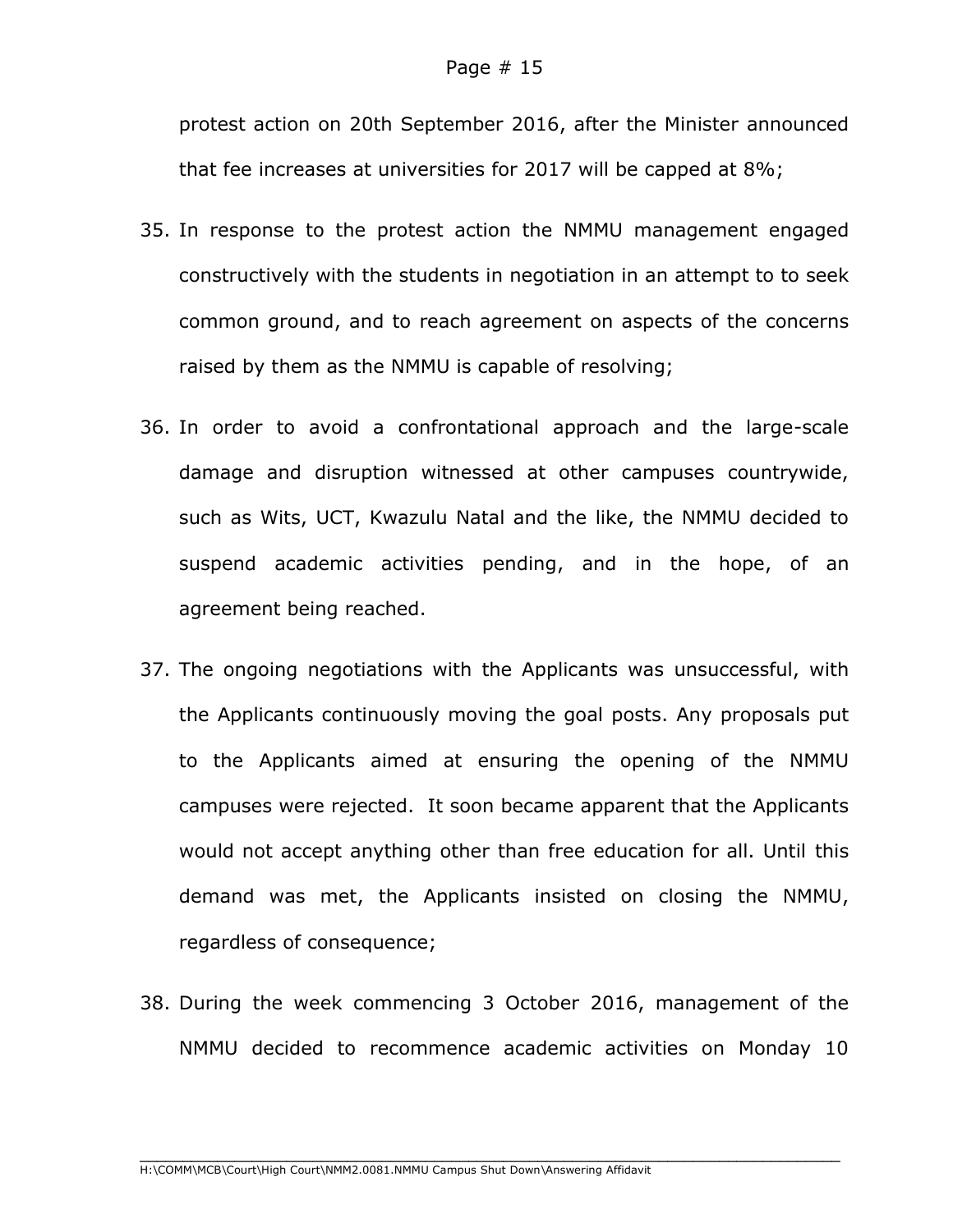protest action on 20th September 2016, after the Minister announced that fee increases at universities for 2017 will be capped at 8%;

35. In response to the protest action the NMMU management engaged constructively with the students in negotiation in an attempt to to seek common ground, and to reach agreement on aspects of the concerns raised by them as the NMMU is capable of resolving;

36. In order to avoid a confrontational approach and the large-scale damage and disruption witnessed at other campuses countrywide, such as Wits, UCT, Kwazulu Natal and the like, the NMMU decided to suspend academic activities pending, and in the hope, of an agreement being reached.

37. The ongoing negotiations with the Applicants was unsuccessful, with the Applicants continuously moving the goal posts. Any proposals put to the Applicants aimed at ensuring the opening of the NMMU campuses were rejected. It soon became apparent that the Applicants would not accept anything other than free education for all. Until this demand was met, the Applicants insisted on closing the NMMU, regardless of consequence;

38. During the week commencing 3 October 2016, management of the NMMU decided to recommence academic activities on Monday 10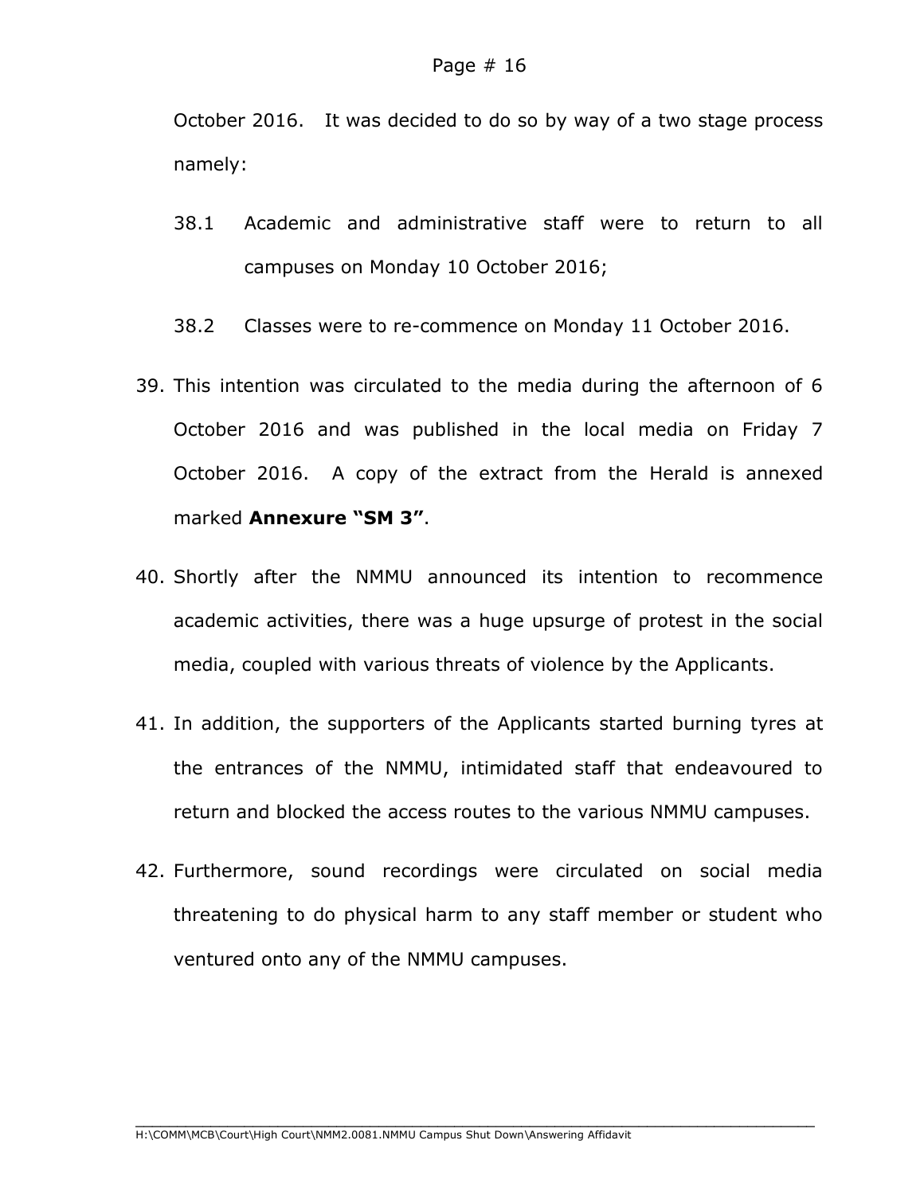October 2016. It was decided to do so by way of a two stage process namely:

38.1 Academic and administrative staff were to return to all campuses on Monday 10 October 2016;

38.2 Classes were to re-commence on Monday 11 October 2016.

39. This intention was circulated to the media during the afternoon of 6 October 2016 and was published in the local media on Friday 7 October 2016. A copy of the extract from the Herald is annexed marked **Annexure "SM 3"**.

40. Shortly after the NMMU announced its intention to recommence academic activities, there was a huge upsurge of protest in the social media, coupled with various threats of violence by the Applicants.

41. In addition, the supporters of the Applicants started burning tyres at the entrances of the NMMU, intimidated staff that endeavoured to return and blocked the access routes to the various NMMU campuses.

42. Furthermore, sound recordings were circulated on social media threatening to do physical harm to any staff member or student who ventured onto any of the NMMU campuses.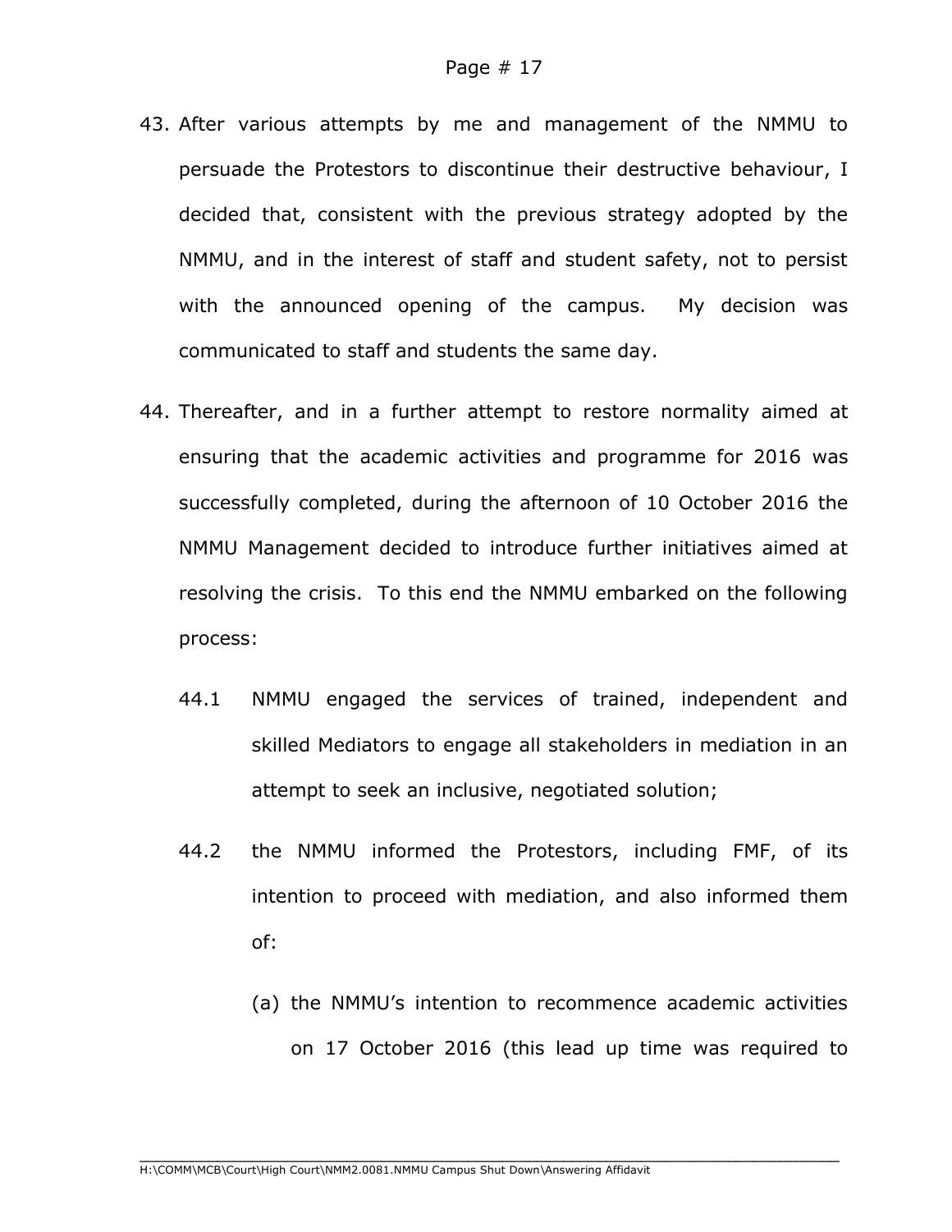43. After various attempts by me and management of the NMMU to persuade the Protestors to discontinue their destructive behaviour, I decided that, consistent with the previous strategy adopted by the NMMU, and in the interest of staff and student safety, not to persist with the announced opening of the campus. My decision was communicated to staff and students the same day.

44. Thereafter, and in a further attempt to restore normality aimed at ensuring that the academic activities and programme for 2016 was successfully completed, during the afternoon of 10 October 2016 the NMMU Management decided to introduce further initiatives aimed at resolving the crisis. To this end the NMMU embarked on the following process:

    44.1 NMMU engaged the services of trained, independent and skilled Mediators to engage all stakeholders in mediation in an attempt to seek an inclusive, negotiated solution;

    44.2 the NMMU informed the Protestors, including FMF, of its intention to proceed with mediation, and also informed them of:

    (a) the NMMU's intention to recommence academic activities on 17 October 2016 (this lead up time was required to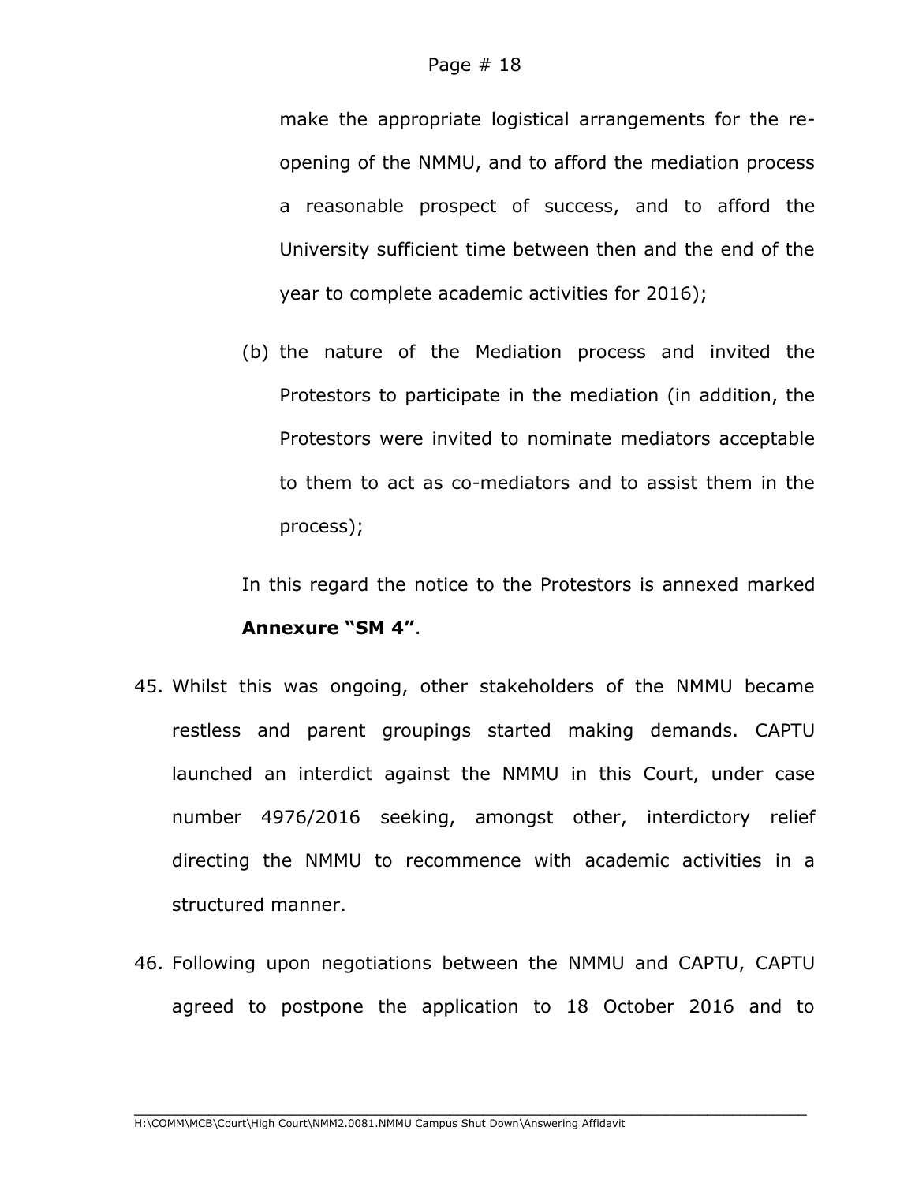make the appropriate logistical arrangements for the re-opening of the NMMU, and to afford the mediation process a reasonable prospect of success, and to afford the University sufficient time between then and the end of the year to complete academic activities for 2016);

(b) the nature of the Mediation process and invited the Protestors to participate in the mediation (in addition, the Protestors were invited to nominate mediators acceptable to them to act as co-mediators and to assist them in the process);

In this regard the notice to the Protestors is annexed marked **Annexure "SM 4"**.

45. Whilst this was ongoing, other stakeholders of the NMMU became restless and parent groupings started making demands. CAPTU launched an interdict against the NMMU in this Court, under case number 4976/2016 seeking, amongst other, interdictory relief directing the NMMU to recommence with academic activities in a structured manner.

46. Following upon negotiations between the NMMU and CAPTU, CAPTU agreed to postpone the application to 18 October 2016 and to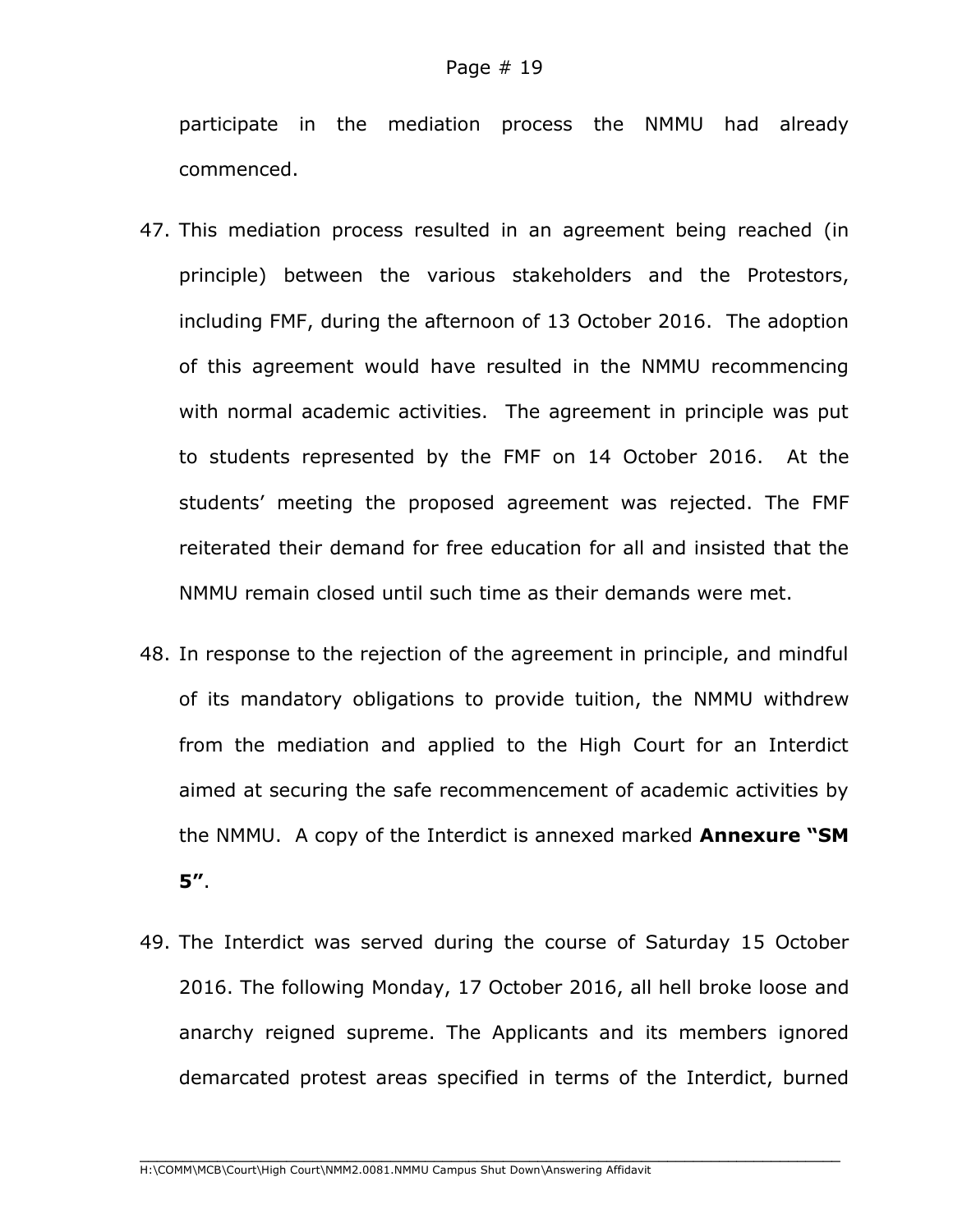participate in the mediation process the NMMU had already commenced.

47. This mediation process resulted in an agreement being reached (in principle) between the various stakeholders and the Protestors, including FMF, during the afternoon of 13 October 2016. The adoption of this agreement would have resulted in the NMMU recommencing with normal academic activities. The agreement in principle was put to students represented by the FMF on 14 October 2016. At the students' meeting the proposed agreement was rejected. The FMF reiterated their demand for free education for all and insisted that the NMMU remain closed until such time as their demands were met.

48. In response to the rejection of the agreement in principle, and mindful of its mandatory obligations to provide tuition, the NMMU withdrew from the mediation and applied to the High Court for an Interdict aimed at securing the safe recommencement of academic activities by the NMMU. A copy of the Interdict is annexed marked **Annexure "SM 5"**.

49. The Interdict was served during the course of Saturday 15 October 2016. The following Monday, 17 October 2016, all hell broke loose and anarchy reigned supreme. The Applicants and its members ignored demarcated protest areas specified in terms of the Interdict, burned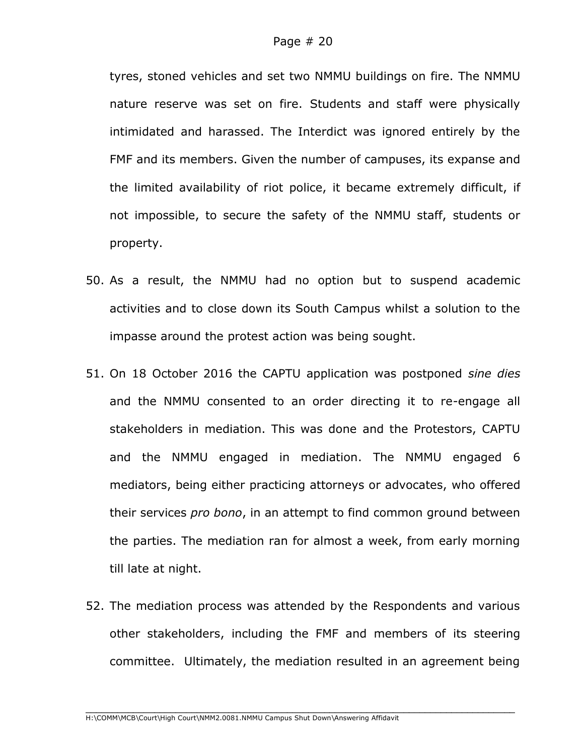tyres, stoned vehicles and set two NMMU buildings on fire. The NMMU nature reserve was set on fire. Students and staff were physically intimidated and harassed. The Interdict was ignored entirely by the FMF and its members. Given the number of campuses, its expanse and the limited availability of riot police, it became extremely difficult, if not impossible, to secure the safety of the NMMU staff, students or property.

50. As a result, the NMMU had no option but to suspend academic activities and to close down its South Campus whilst a solution to the impasse around the protest action was being sought.

51. On 18 October 2016 the CAPTU application was postponed *sine dies* and the NMMU consented to an order directing it to re-engage all stakeholders in mediation. This was done and the Protestors, CAPTU and the NMMU engaged in mediation. The NMMU engaged 6 mediators, being either practicing attorneys or advocates, who offered their services *pro bono*, in an attempt to find common ground between the parties. The mediation ran for almost a week, from early morning till late at night.

52. The mediation process was attended by the Respondents and various other stakeholders, including the FMF and members of its steering committee. Ultimately, the mediation resulted in an agreement being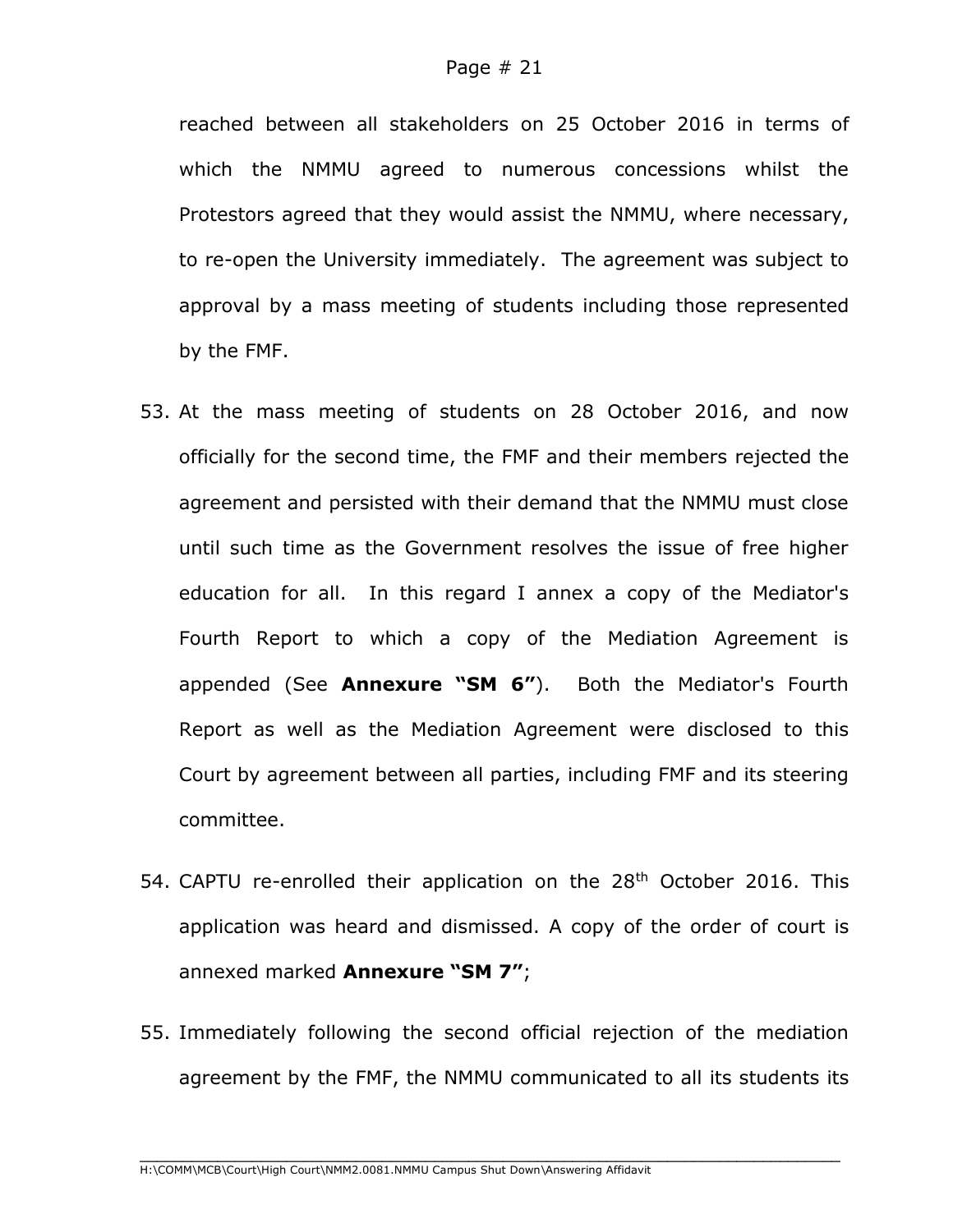reached between all stakeholders on 25 October 2016 in terms of which the NMMU agreed to numerous concessions whilst the Protestors agreed that they would assist the NMMU, where necessary, to re-open the University immediately. The agreement was subject to approval by a mass meeting of students including those represented by the FMF.

53. At the mass meeting of students on 28 October 2016, and now officially for the second time, the FMF and their members rejected the agreement and persisted with their demand that the NMMU must close until such time as the Government resolves the issue of free higher education for all. In this regard I annex a copy of the Mediator's Fourth Report to which a copy of the Mediation Agreement is appended (See **Annexure "SM 6"**). Both the Mediator's Fourth Report as well as the Mediation Agreement were disclosed to this Court by agreement between all parties, including FMF and its steering committee.

54. CAPTU re-enrolled their application on the 28th October 2016. This application was heard and dismissed. A copy of the order of court is annexed marked **Annexure "SM 7"**;

55. Immediately following the second official rejection of the mediation agreement by the FMF, the NMMU communicated to all its students its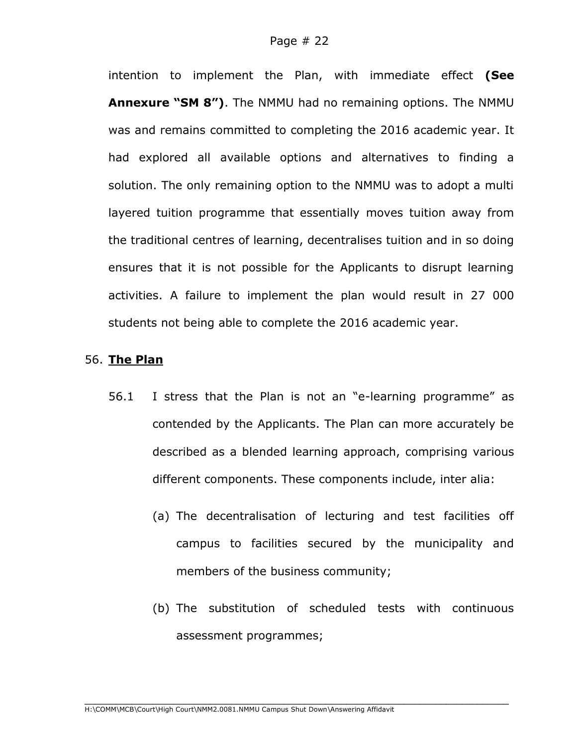intention to implement the Plan, with immediate effect **(See Annexure "SM 8")**. The NMMU had no remaining options. The NMMU was and remains committed to completing the 2016 academic year. It had explored all available options and alternatives to finding a solution. The only remaining option to the NMMU was to adopt a multi layered tuition programme that essentially moves tuition away from the traditional centres of learning, decentralises tuition and in so doing ensures that it is not possible for the Applicants to disrupt learning activities. A failure to implement the plan would result in 27 000 students not being able to complete the 2016 academic year.

56. **<u>The Plan</u>**

56.1 I stress that the Plan is not an "e-learning programme" as contended by the Applicants. The Plan can more accurately be described as a blended learning approach, comprising various different components. These components include, inter alia:

(a) The decentralisation of lecturing and test facilities off campus to facilities secured by the municipality and members of the business community;

(b) The substitution of scheduled tests with continuous assessment programmes;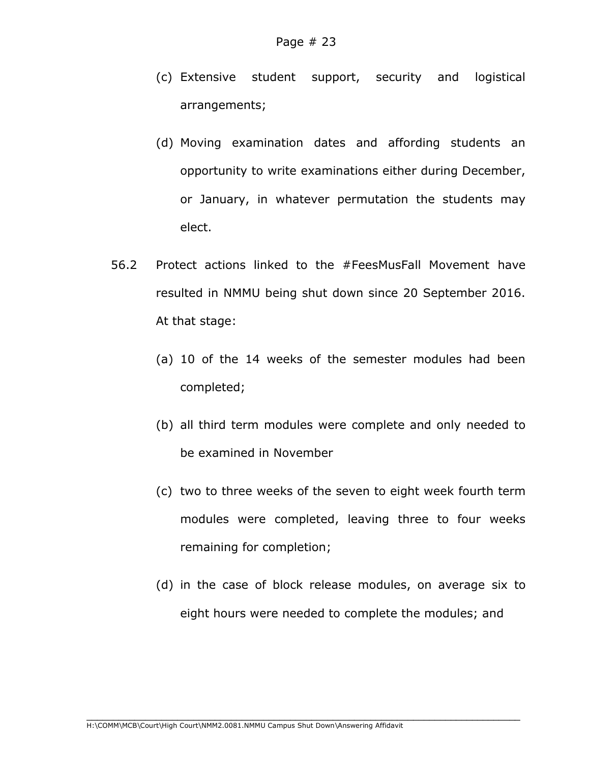(c) Extensive student support, security and logistical arrangements;

(d) Moving examination dates and affording students an opportunity to write examinations either during December, or January, in whatever permutation the students may elect.

56.2 Protect actions linked to the #FeesMusFall Movement have resulted in NMMU being shut down since 20 September 2016. At that stage:

(a) 10 of the 14 weeks of the semester modules had been completed;

(b) all third term modules were complete and only needed to be examined in November

(c) two to three weeks of the seven to eight week fourth term modules were completed, leaving three to four weeks remaining for completion;

(d) in the case of block release modules, on average six to eight hours were needed to complete the modules; and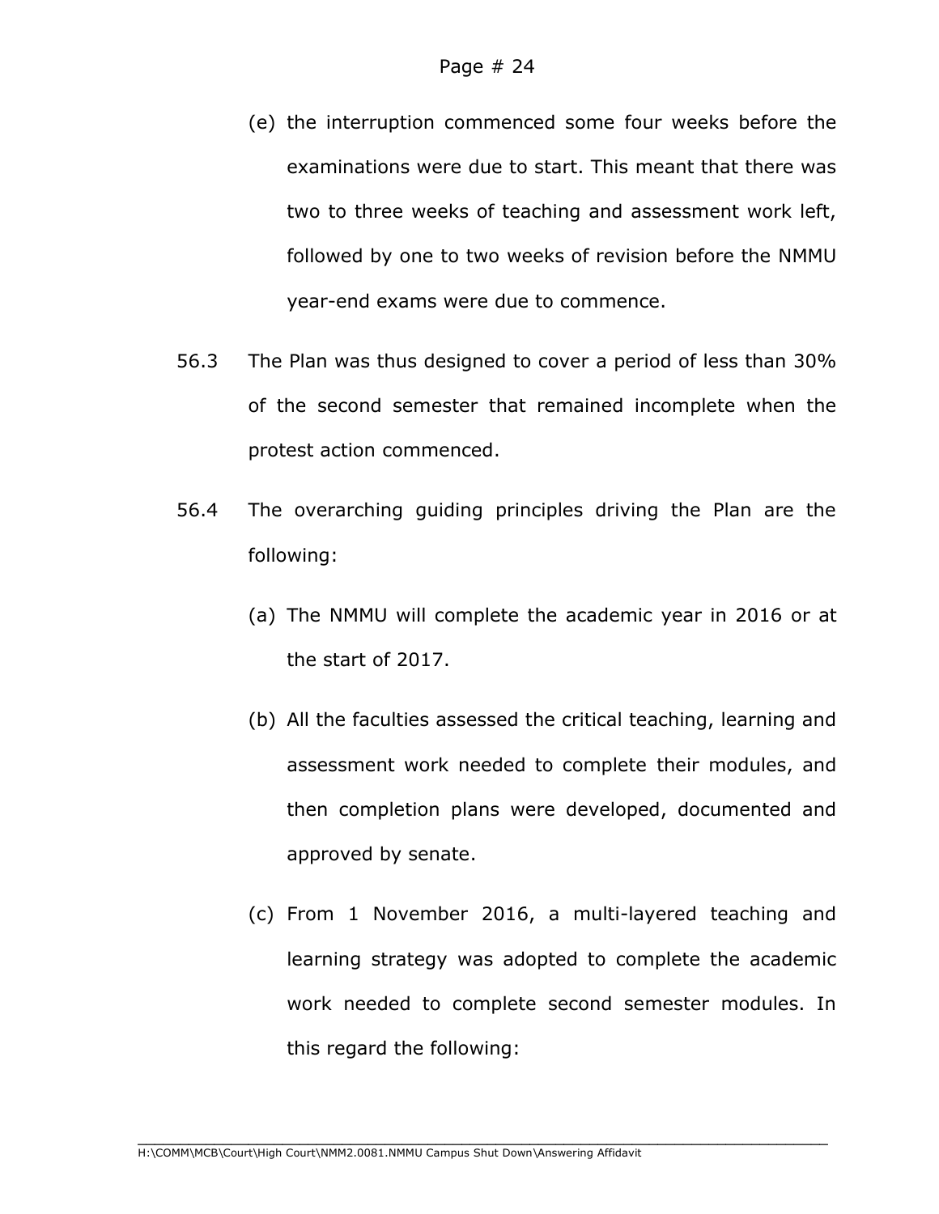(e) the interruption commenced some four weeks before the examinations were due to start. This meant that there was two to three weeks of teaching and assessment work left, followed by one to two weeks of revision before the NMMU year-end exams were due to commence.

56.3 The Plan was thus designed to cover a period of less than 30% of the second semester that remained incomplete when the protest action commenced.

56.4 The overarching guiding principles driving the Plan are the following:

(a) The NMMU will complete the academic year in 2016 or at the start of 2017.

(b) All the faculties assessed the critical teaching, learning and assessment work needed to complete their modules, and then completion plans were developed, documented and approved by senate.

(c) From 1 November 2016, a multi-layered teaching and learning strategy was adopted to complete the academic work needed to complete second semester modules. In this regard the following: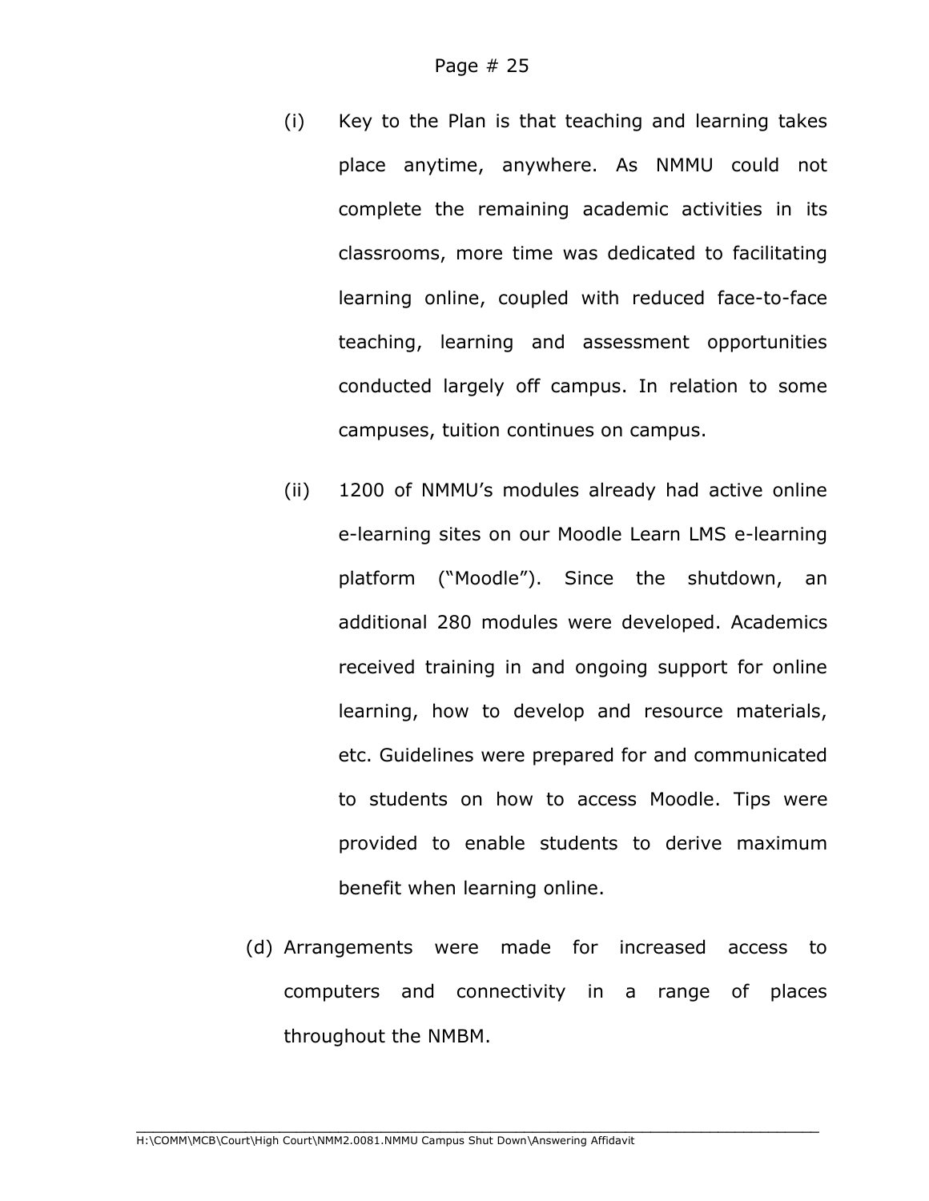(i) Key to the Plan is that teaching and learning takes place anytime, anywhere. As NMMU could not complete the remaining academic activities in its classrooms, more time was dedicated to facilitating learning online, coupled with reduced face-to-face teaching, learning and assessment opportunities conducted largely off campus. In relation to some campuses, tuition continues on campus.

(ii) 1200 of NMMU's modules already had active online e-learning sites on our Moodle Learn LMS e-learning platform ("Moodle"). Since the shutdown, an additional 280 modules were developed. Academics received training in and ongoing support for online learning, how to develop and resource materials, etc. Guidelines were prepared for and communicated to students on how to access Moodle. Tips were provided to enable students to derive maximum benefit when learning online.

(d) Arrangements were made for increased access to computers and connectivity in a range of places throughout the NMBM.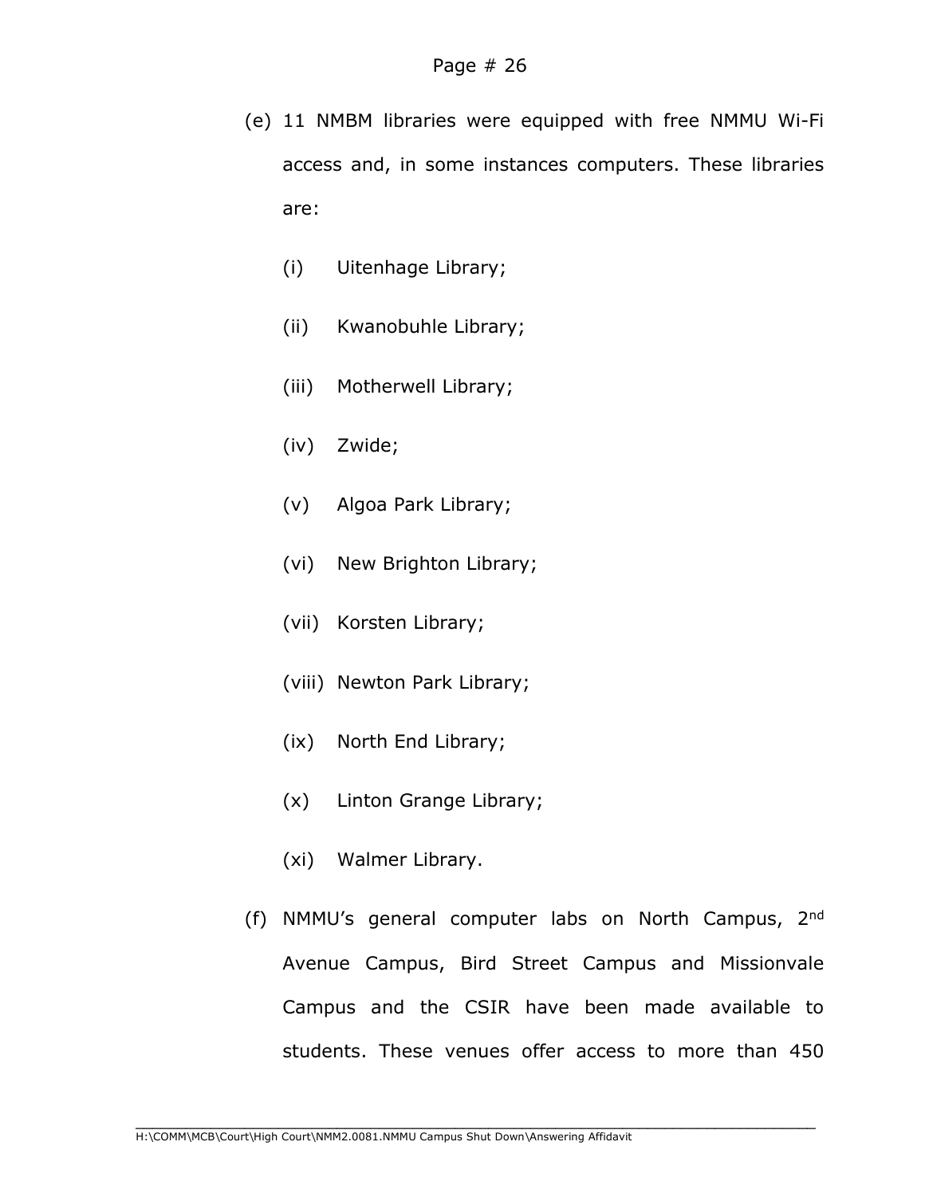(e) 11 NMBM libraries were equipped with free NMMU Wi-Fi access and, in some instances computers. These libraries are:

   (i) Uitenhage Library;

   (ii) Kwanobuhle Library;

   (iii) Motherwell Library;

   (iv) Zwide;

   (v) Algoa Park Library;

   (vi) New Brighton Library;

   (vii) Korsten Library;

   (viii) Newton Park Library;

   (ix) North End Library;

   (x) Linton Grange Library;

   (xi) Walmer Library.

(f) NMMU's general computer labs on North Campus, 2nd Avenue Campus, Bird Street Campus and Missionvale Campus and the CSIR have been made available to students. These venues offer access to more than 450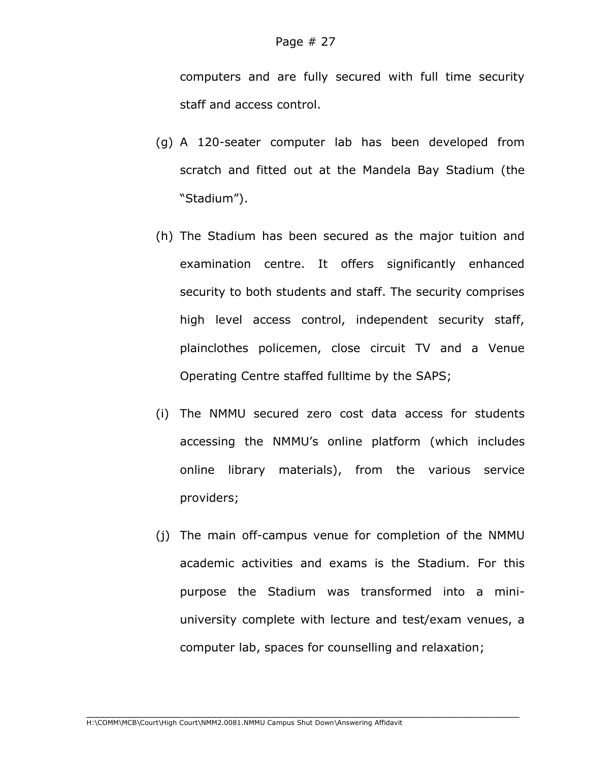computers and are fully secured with full time security staff and access control.

(g) A 120-seater computer lab has been developed from scratch and fitted out at the Mandela Bay Stadium (the "Stadium").

(h) The Stadium has been secured as the major tuition and examination centre. It offers significantly enhanced security to both students and staff. The security comprises high level access control, independent security staff, plainclothes policemen, close circuit TV and a Venue Operating Centre staffed fulltime by the SAPS;

(i) The NMMU secured zero cost data access for students accessing the NMMU's online platform (which includes online library materials), from the various service providers;

(j) The main off-campus venue for completion of the NMMU academic activities and exams is the Stadium. For this purpose the Stadium was transformed into a mini-university complete with lecture and test/exam venues, a computer lab, spaces for counselling and relaxation;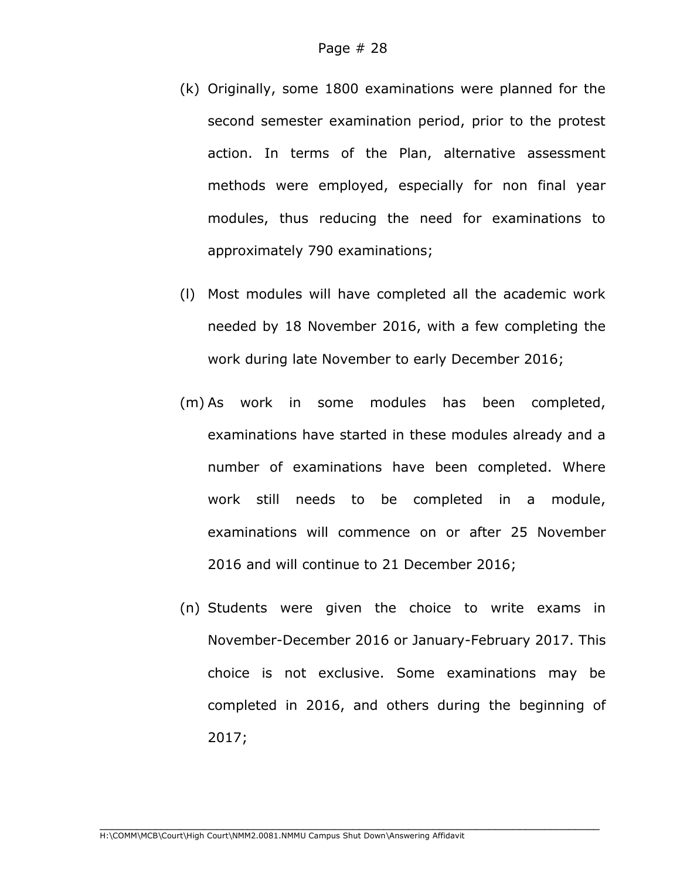(k) Originally, some 1800 examinations were planned for the second semester examination period, prior to the protest action. In terms of the Plan, alternative assessment methods were employed, especially for non final year modules, thus reducing the need for examinations to approximately 790 examinations;

(l) Most modules will have completed all the academic work needed by 18 November 2016, with a few completing the work during late November to early December 2016;

(m) As work in some modules has been completed, examinations have started in these modules already and a number of examinations have been completed. Where work still needs to be completed in a module, examinations will commence on or after 25 November 2016 and will continue to 21 December 2016;

(n) Students were given the choice to write exams in November-December 2016 or January-February 2017. This choice is not exclusive. Some examinations may be completed in 2016, and others during the beginning of 2017;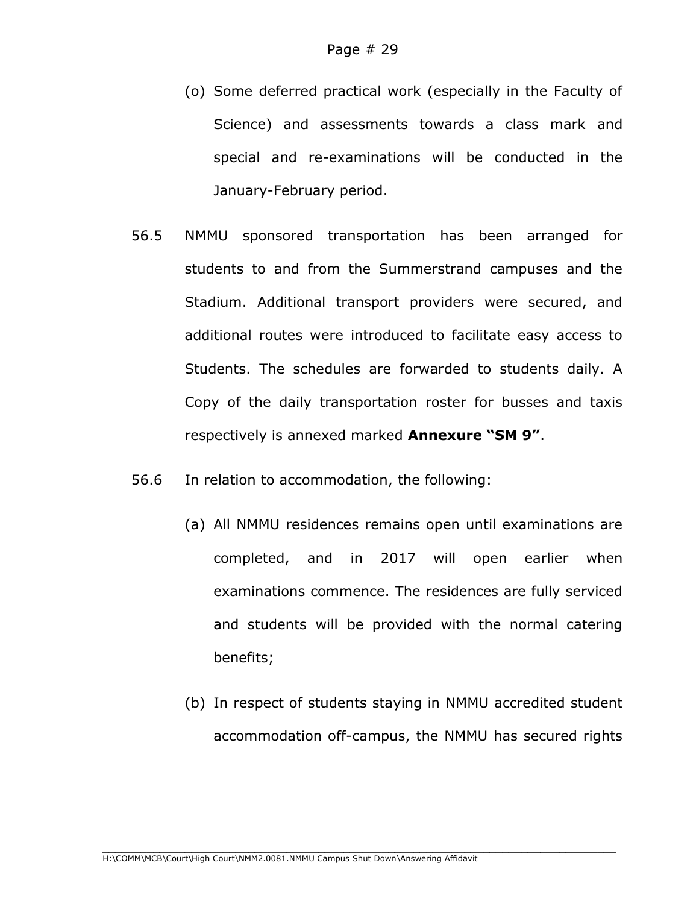(o) Some deferred practical work (especially in the Faculty of Science) and assessments towards a class mark and special and re-examinations will be conducted in the January-February period.

56.5 NMMU sponsored transportation has been arranged for students to and from the Summerstrand campuses and the Stadium. Additional transport providers were secured, and additional routes were introduced to facilitate easy access to Students. The schedules are forwarded to students daily. A Copy of the daily transportation roster for busses and taxis respectively is annexed marked **Annexure "SM 9"**.

56.6 In relation to accommodation, the following:

(a) All NMMU residences remains open until examinations are completed, and in 2017 will open earlier when examinations commence. The residences are fully serviced and students will be provided with the normal catering benefits;

(b) In respect of students staying in NMMU accredited student accommodation off-campus, the NMMU has secured rights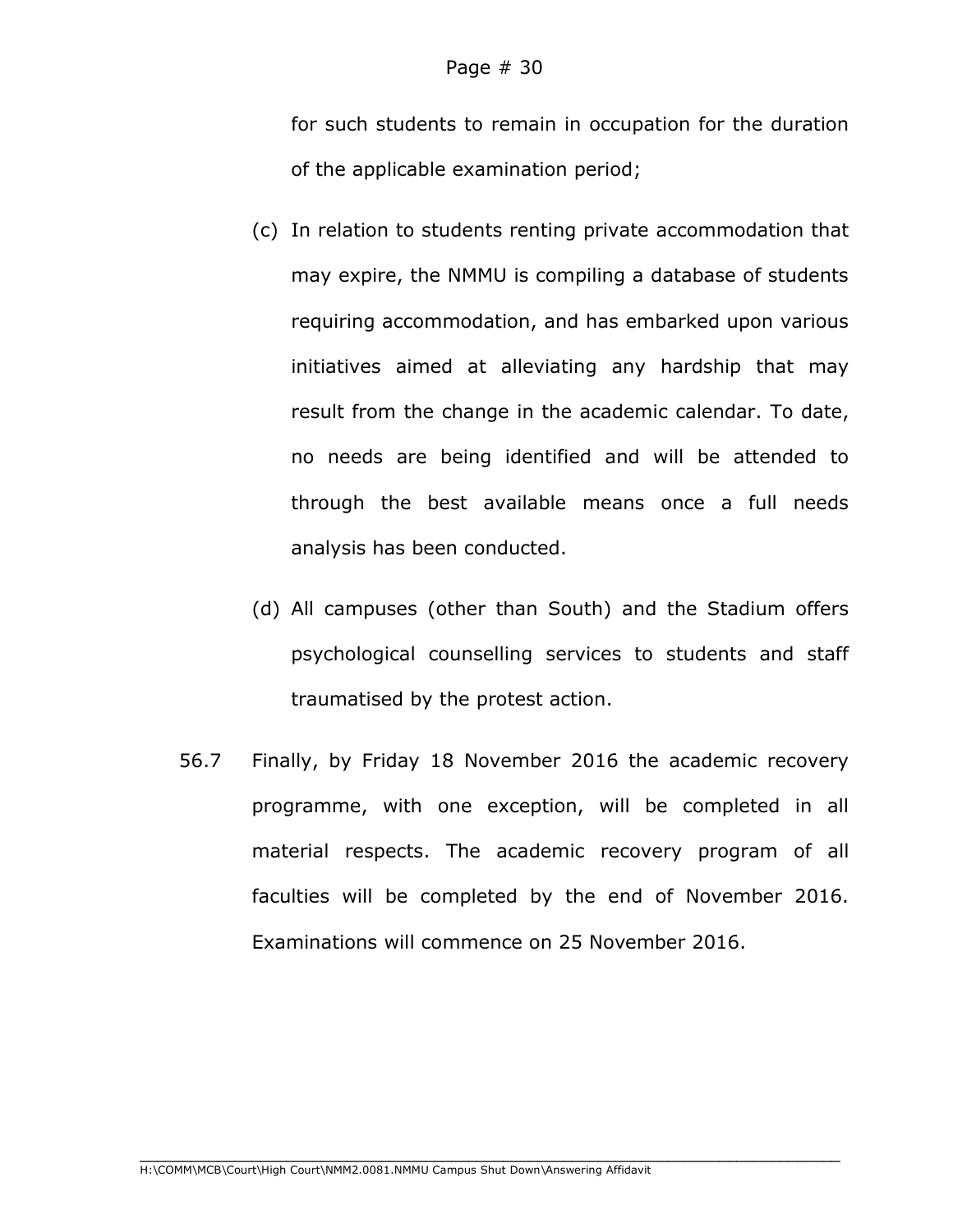for such students to remain in occupation for the duration of the applicable examination period;

(c) In relation to students renting private accommodation that may expire, the NMMU is compiling a database of students requiring accommodation, and has embarked upon various initiatives aimed at alleviating any hardship that may result from the change in the academic calendar. To date, no needs are being identified and will be attended to through the best available means once a full needs analysis has been conducted.

(d) All campuses (other than South) and the Stadium offers psychological counselling services to students and staff traumatised by the protest action.

56.7 Finally, by Friday 18 November 2016 the academic recovery programme, with one exception, will be completed in all material respects. The academic recovery program of all faculties will be completed by the end of November 2016. Examinations will commence on 25 November 2016.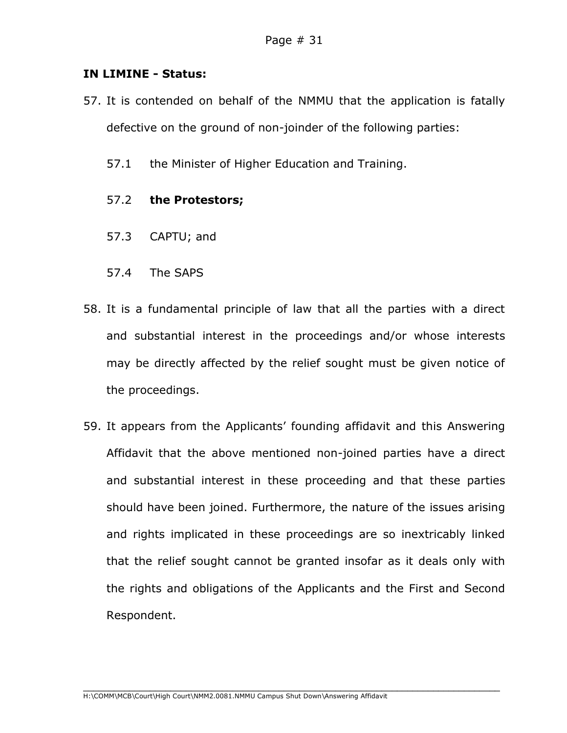**IN LIMINE - Status:**

57. It is contended on behalf of the NMMU that the application is fatally defective on the ground of non-joinder of the following parties:

    57.1 the Minister of Higher Education and Training.

    57.2 **the Protestors;**

    57.3 CAPTU; and

    57.4 The SAPS

58. It is a fundamental principle of law that all the parties with a direct and substantial interest in the proceedings and/or whose interests may be directly affected by the relief sought must be given notice of the proceedings.

59. It appears from the Applicants' founding affidavit and this Answering Affidavit that the above mentioned non-joined parties have a direct and substantial interest in these proceeding and that these parties should have been joined. Furthermore, the nature of the issues arising and rights implicated in these proceedings are so inextricably linked that the relief sought cannot be granted insofar as it deals only with the rights and obligations of the Applicants and the First and Second Respondent.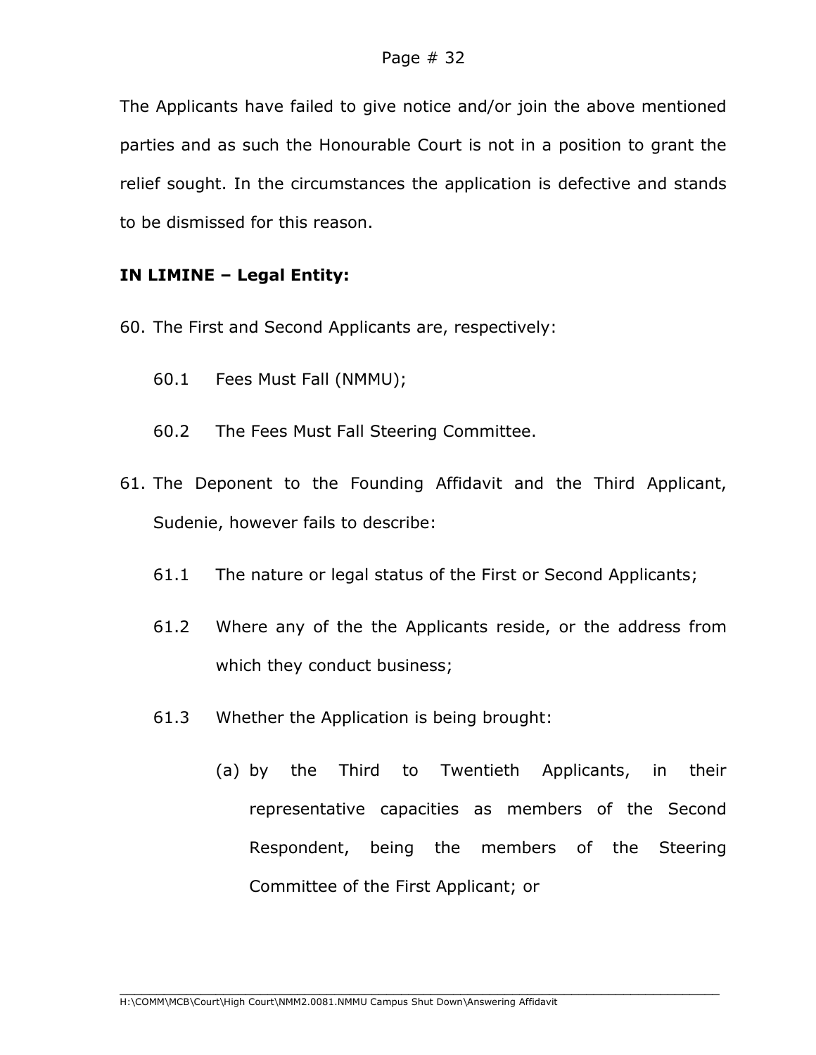The Applicants have failed to give notice and/or join the above mentioned parties and as such the Honourable Court is not in a position to grant the relief sought. In the circumstances the application is defective and stands to be dismissed for this reason.

**IN LIMINE – Legal Entity:**

60. The First and Second Applicants are, respectively:

    60.1 Fees Must Fall (NMMU);

    60.2 The Fees Must Fall Steering Committee.

61. The Deponent to the Founding Affidavit and the Third Applicant, Sudenie, however fails to describe:

    61.1 The nature or legal status of the First or Second Applicants;

    61.2 Where any of the the Applicants reside, or the address from which they conduct business;

    61.3 Whether the Application is being brought:

    (a) by the Third to Twentieth Applicants, in their representative capacities as members of the Second Respondent, being the members of the Steering Committee of the First Applicant; or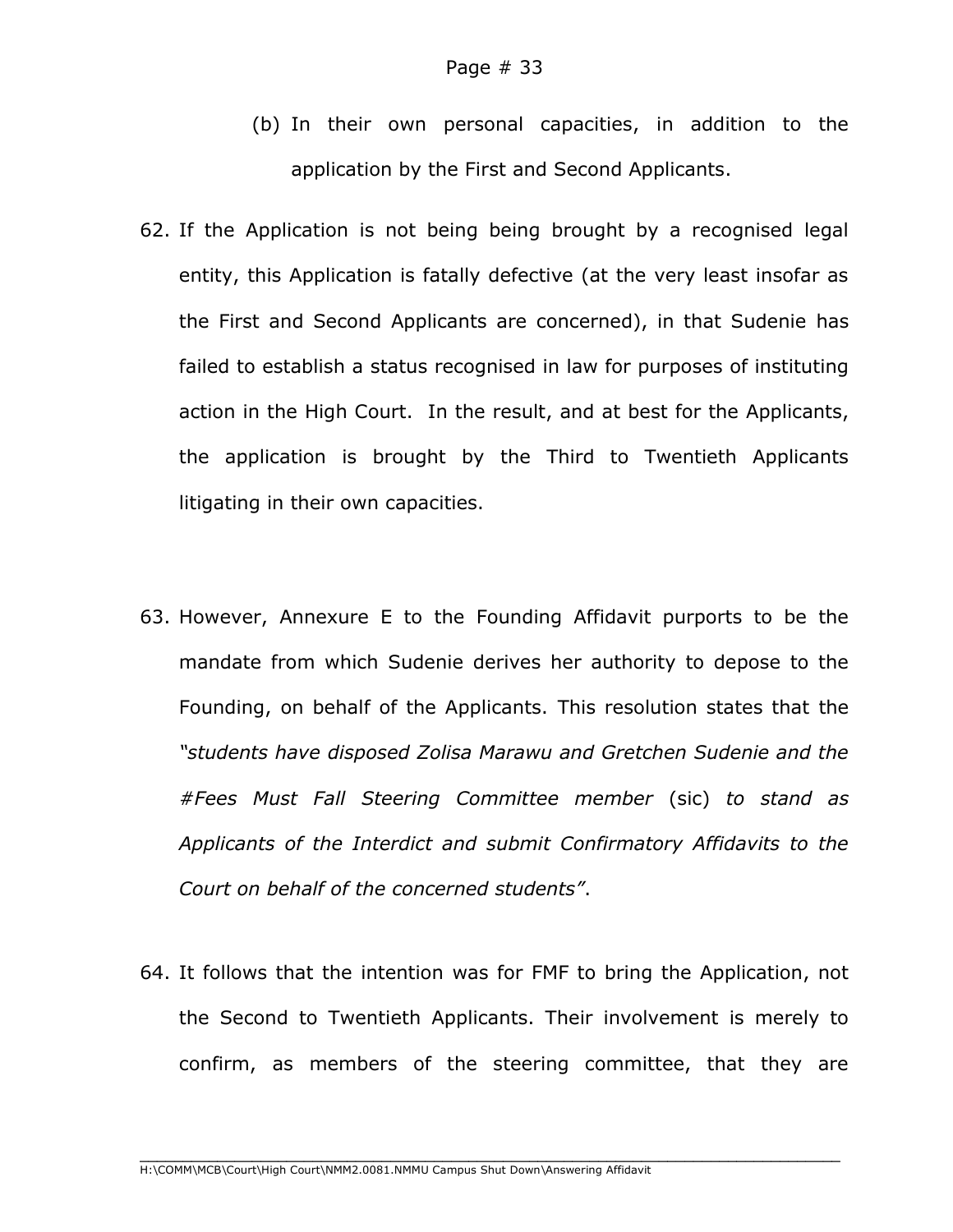(b) In their own personal capacities, in addition to the application by the First and Second Applicants.

62. If the Application is not being being brought by a recognised legal entity, this Application is fatally defective (at the very least insofar as the First and Second Applicants are concerned), in that Sudenie has failed to establish a status recognised in law for purposes of instituting action in the High Court. In the result, and at best for the Applicants, the application is brought by the Third to Twentieth Applicants litigating in their own capacities.

63. However, Annexure E to the Founding Affidavit purports to be the mandate from which Sudenie derives her authority to depose to the Founding, on behalf of the Applicants. This resolution states that the *"students have disposed Zolisa Marawu and Gretchen Sudenie and the #Fees Must Fall Steering Committee member* (sic) *to stand as Applicants of the Interdict and submit Confirmatory Affidavits to the Court on behalf of the concerned students"*.

64. It follows that the intention was for FMF to bring the Application, not the Second to Twentieth Applicants. Their involvement is merely to confirm, as members of the steering committee, that they are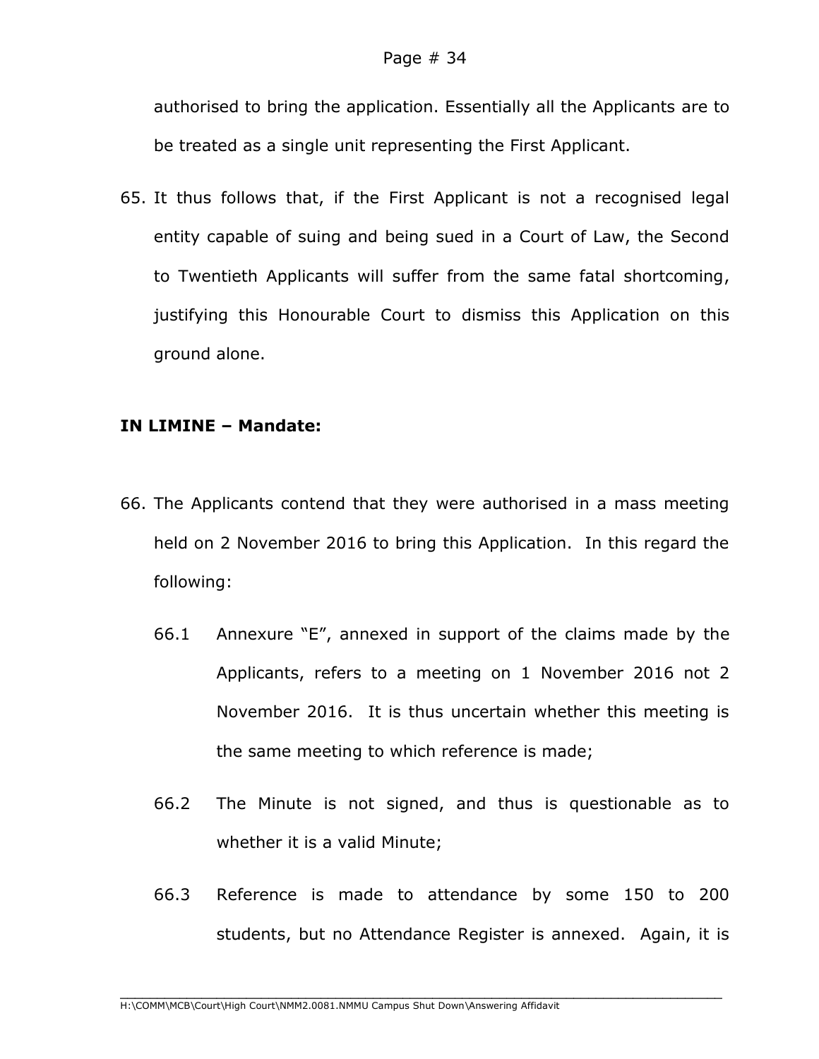authorised to bring the application. Essentially all the Applicants are to be treated as a single unit representing the First Applicant.

65. It thus follows that, if the First Applicant is not a recognised legal entity capable of suing and being sued in a Court of Law, the Second to Twentieth Applicants will suffer from the same fatal shortcoming, justifying this Honourable Court to dismiss this Application on this ground alone.

**IN LIMINE – Mandate:**

66. The Applicants contend that they were authorised in a mass meeting held on 2 November 2016 to bring this Application. In this regard the following:

    66.1 Annexure "E", annexed in support of the claims made by the Applicants, refers to a meeting on 1 November 2016 not 2 November 2016. It is thus uncertain whether this meeting is the same meeting to which reference is made;

    66.2 The Minute is not signed, and thus is questionable as to whether it is a valid Minute;

    66.3 Reference is made to attendance by some 150 to 200 students, but no Attendance Register is annexed. Again, it is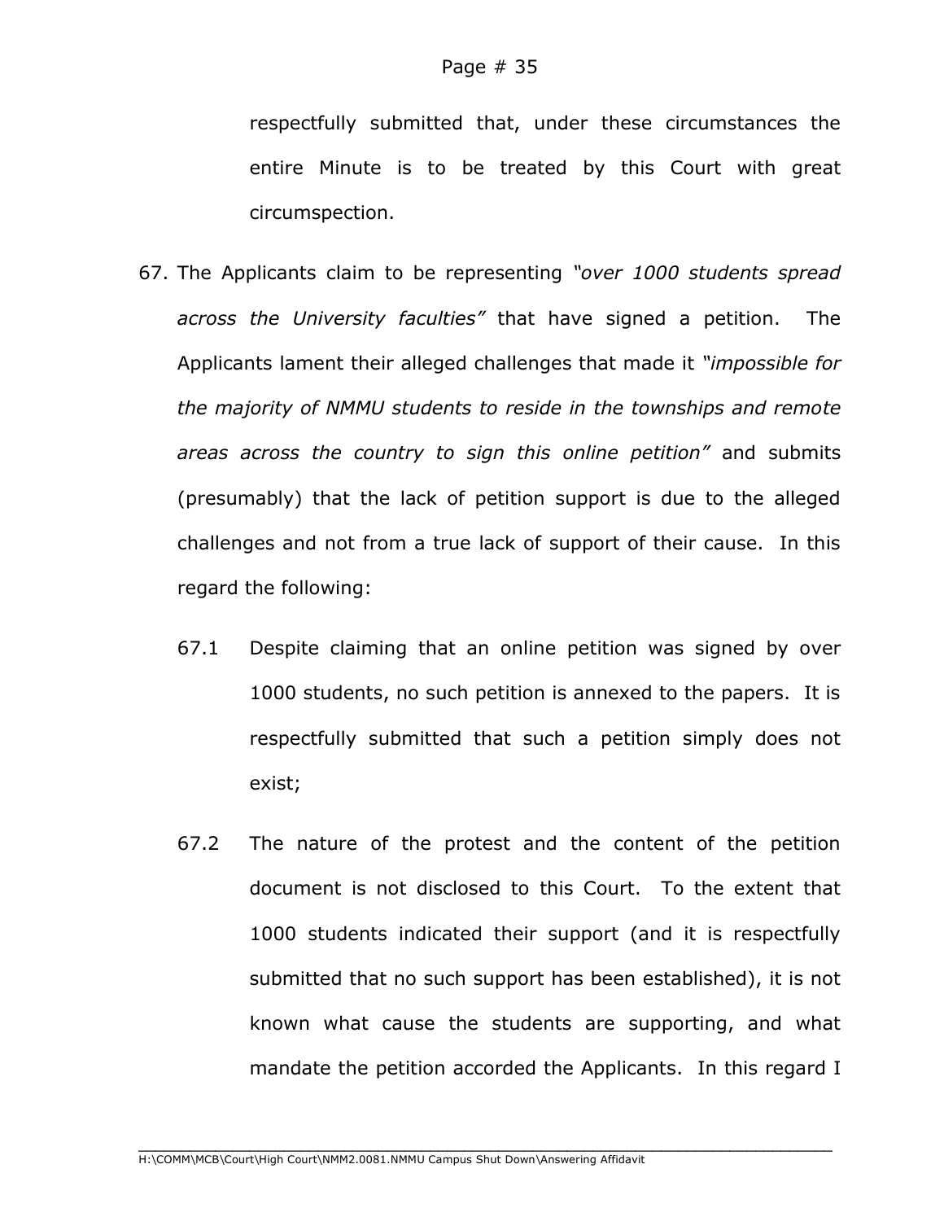respectfully submitted that, under these circumstances the entire Minute is to be treated by this Court with great circumspection.

67. The Applicants claim to be representing *"over 1000 students spread across the University faculties"* that have signed a petition. The Applicants lament their alleged challenges that made it *"impossible for the majority of NMMU students to reside in the townships and remote areas across the country to sign this online petition"* and submits (presumably) that the lack of petition support is due to the alleged challenges and not from a true lack of support of their cause. In this regard the following:

    67.1 Despite claiming that an online petition was signed by over 1000 students, no such petition is annexed to the papers. It is respectfully submitted that such a petition simply does not exist;

    67.2 The nature of the protest and the content of the petition document is not disclosed to this Court. To the extent that 1000 students indicated their support (and it is respectfully submitted that no such support has been established), it is not known what cause the students are supporting, and what mandate the petition accorded the Applicants. In this regard I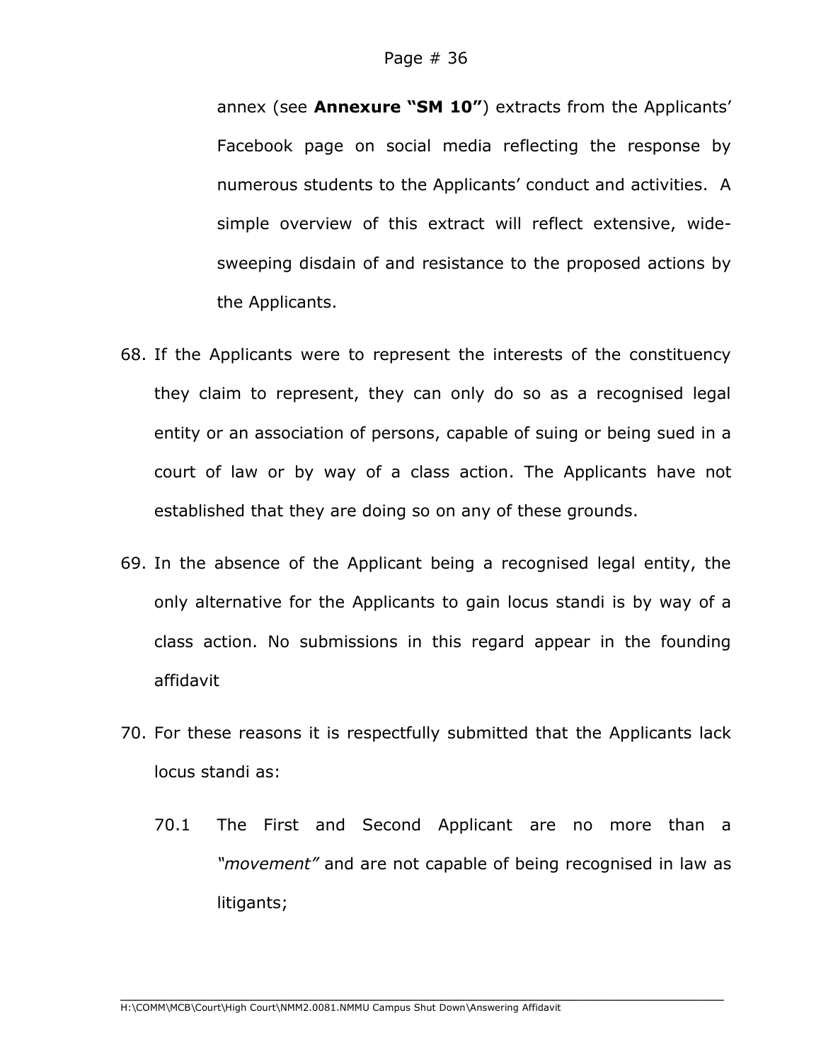annex (see **Annexure "SM 10"**) extracts from the Applicants' Facebook page on social media reflecting the response by numerous students to the Applicants' conduct and activities. A simple overview of this extract will reflect extensive, wide-sweeping disdain of and resistance to the proposed actions by the Applicants.

68. If the Applicants were to represent the interests of the constituency they claim to represent, they can only do so as a recognised legal entity or an association of persons, capable of suing or being sued in a court of law or by way of a class action. The Applicants have not established that they are doing so on any of these grounds.

69. In the absence of the Applicant being a recognised legal entity, the only alternative for the Applicants to gain locus standi is by way of a class action. No submissions in this regard appear in the founding affidavit

70. For these reasons it is respectfully submitted that the Applicants lack locus standi as:

    70.1 The First and Second Applicant are no more than a *"movement"* and are not capable of being recognised in law as litigants;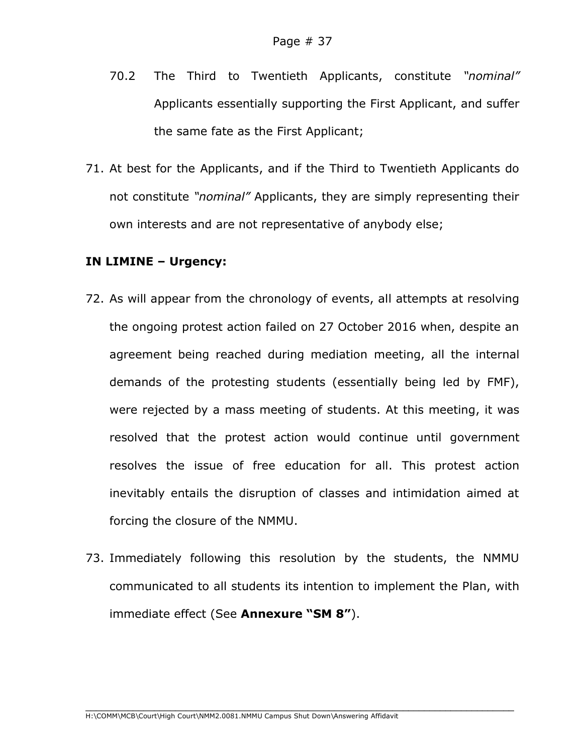70.2 The Third to Twentieth Applicants, constitute *"nominal"* Applicants essentially supporting the First Applicant, and suffer the same fate as the First Applicant;

71. At best for the Applicants, and if the Third to Twentieth Applicants do not constitute *"nominal"* Applicants, they are simply representing their own interests and are not representative of anybody else;

**IN LIMINE – Urgency:**

72. As will appear from the chronology of events, all attempts at resolving the ongoing protest action failed on 27 October 2016 when, despite an agreement being reached during mediation meeting, all the internal demands of the protesting students (essentially being led by FMF), were rejected by a mass meeting of students. At this meeting, it was resolved that the protest action would continue until government resolves the issue of free education for all. This protest action inevitably entails the disruption of classes and intimidation aimed at forcing the closure of the NMMU.

73. Immediately following this resolution by the students, the NMMU communicated to all students its intention to implement the Plan, with immediate effect (See **Annexure "SM 8"**).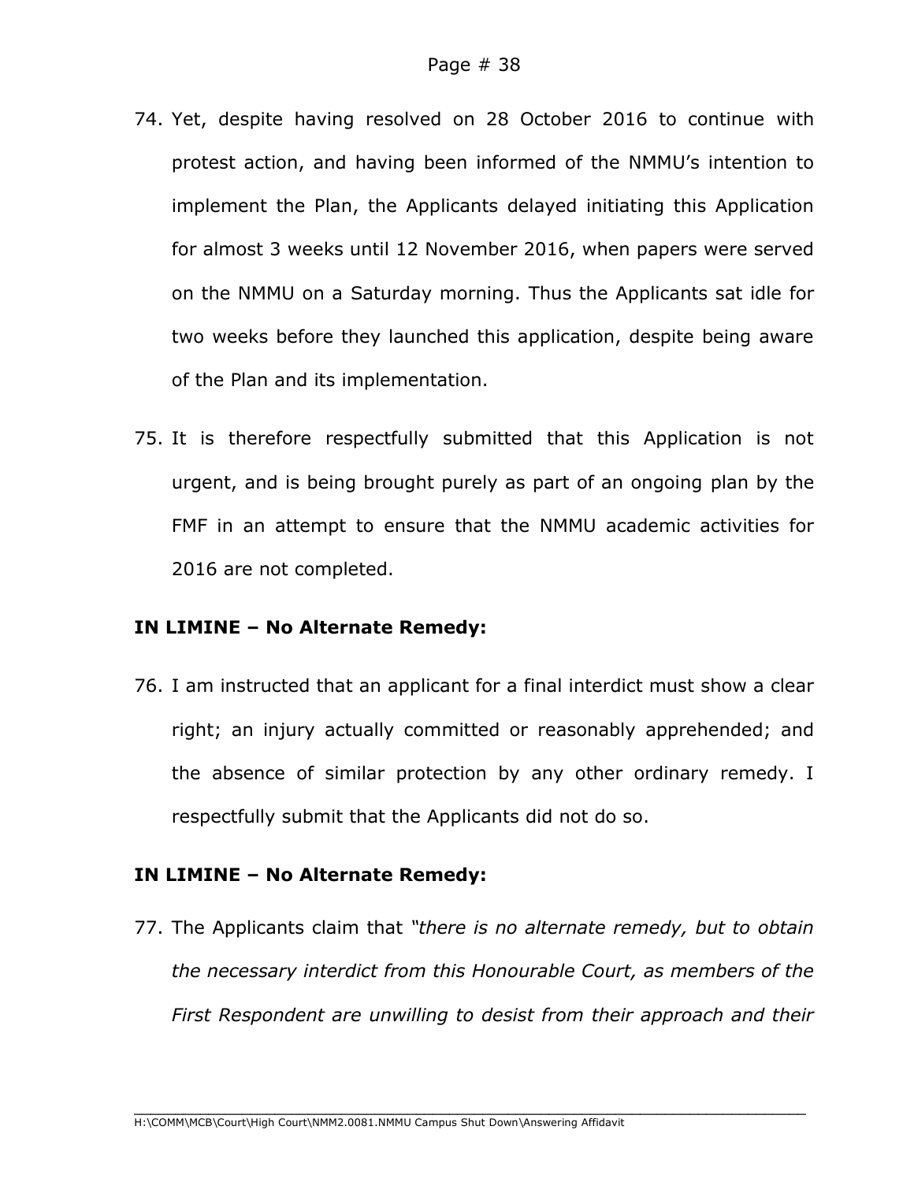74. Yet, despite having resolved on 28 October 2016 to continue with protest action, and having been informed of the NMMU's intention to implement the Plan, the Applicants delayed initiating this Application for almost 3 weeks until 12 November 2016, when papers were served on the NMMU on a Saturday morning. Thus the Applicants sat idle for two weeks before they launched this application, despite being aware of the Plan and its implementation.

75. It is therefore respectfully submitted that this Application is not urgent, and is being brought purely as part of an ongoing plan by the FMF in an attempt to ensure that the NMMU academic activities for 2016 are not completed.

**IN LIMINE – No Alternate Remedy:**

76. I am instructed that an applicant for a final interdict must show a clear right; an injury actually committed or reasonably apprehended; and the absence of similar protection by any other ordinary remedy. I respectfully submit that the Applicants did not do so.

**IN LIMINE – No Alternate Remedy:**

77. The Applicants claim that *"there is no alternate remedy, but to obtain the necessary interdict from this Honourable Court, as members of the First Respondent are unwilling to desist from their approach and their*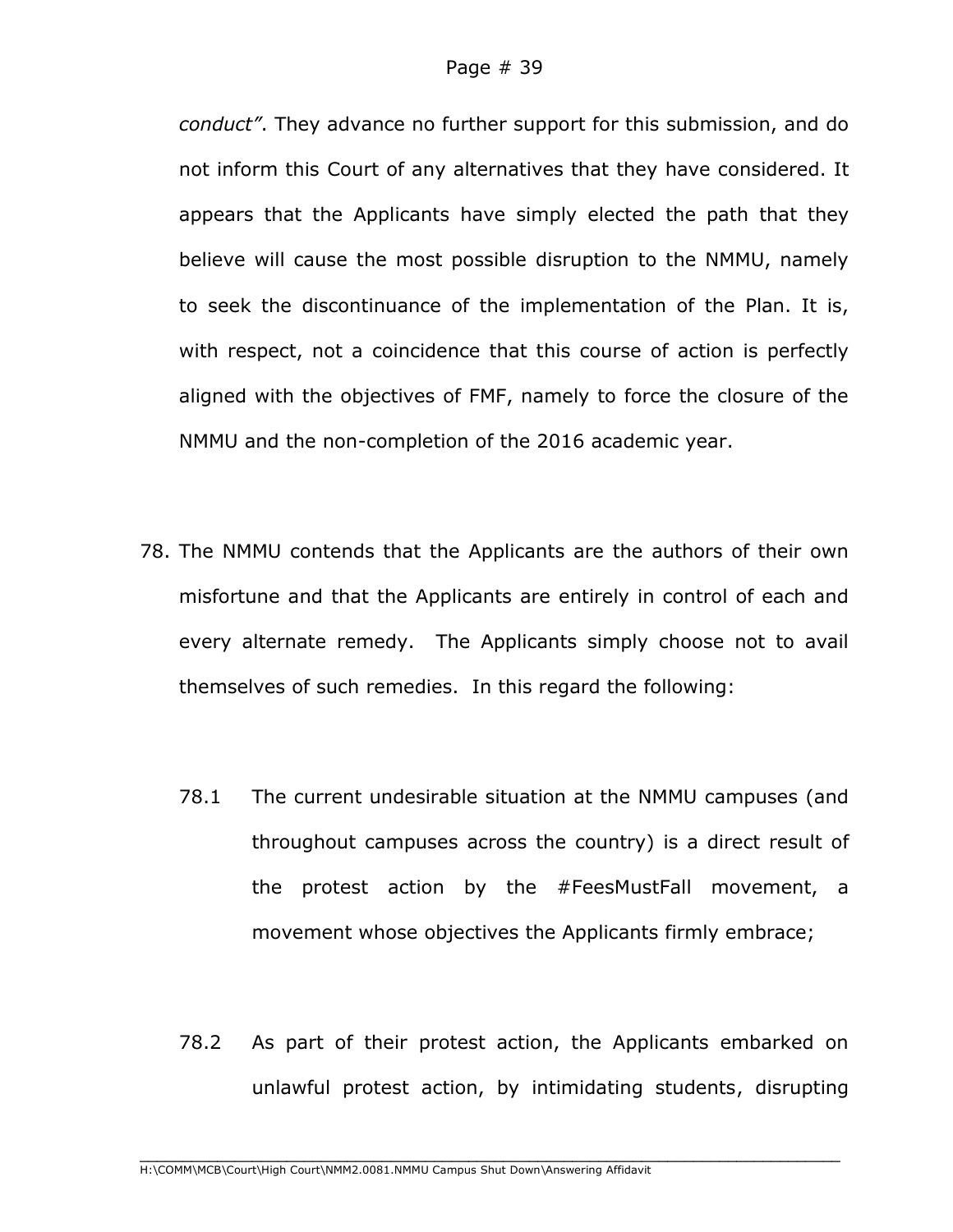*conduct"*. They advance no further support for this submission, and do not inform this Court of any alternatives that they have considered. It appears that the Applicants have simply elected the path that they believe will cause the most possible disruption to the NMMU, namely to seek the discontinuance of the implementation of the Plan. It is, with respect, not a coincidence that this course of action is perfectly aligned with the objectives of FMF, namely to force the closure of the NMMU and the non-completion of the 2016 academic year.

78. The NMMU contends that the Applicants are the authors of their own misfortune and that the Applicants are entirely in control of each and every alternate remedy. The Applicants simply choose not to avail themselves of such remedies. In this regard the following:

    78.1 The current undesirable situation at the NMMU campuses (and throughout campuses across the country) is a direct result of the protest action by the #FeesMustFall movement, a movement whose objectives the Applicants firmly embrace;

    78.2 As part of their protest action, the Applicants embarked on unlawful protest action, by intimidating students, disrupting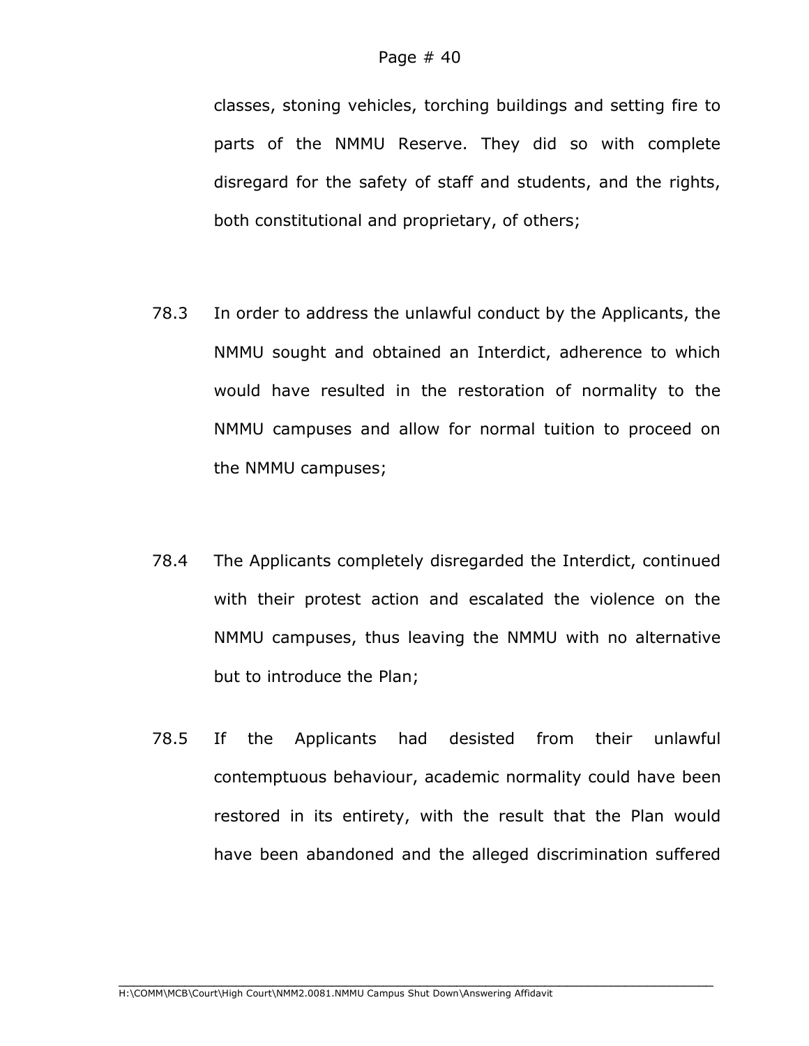classes, stoning vehicles, torching buildings and setting fire to parts of the NMMU Reserve. They did so with complete disregard for the safety of staff and students, and the rights, both constitutional and proprietary, of others;

78.3 In order to address the unlawful conduct by the Applicants, the NMMU sought and obtained an Interdict, adherence to which would have resulted in the restoration of normality to the NMMU campuses and allow for normal tuition to proceed on the NMMU campuses;

78.4 The Applicants completely disregarded the Interdict, continued with their protest action and escalated the violence on the NMMU campuses, thus leaving the NMMU with no alternative but to introduce the Plan;

78.5 If the Applicants had desisted from their unlawful contemptuous behaviour, academic normality could have been restored in its entirety, with the result that the Plan would have been abandoned and the alleged discrimination suffered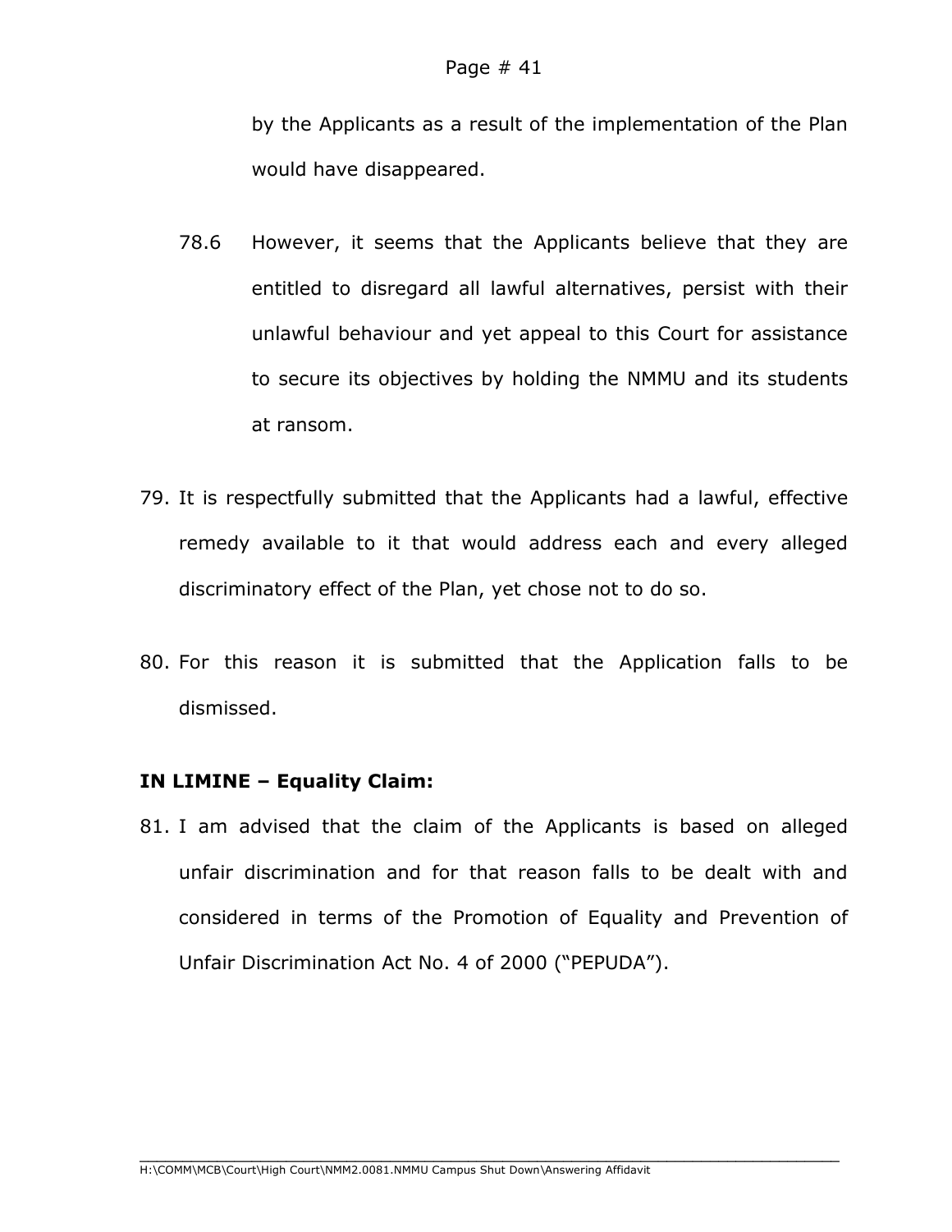by the Applicants as a result of the implementation of the Plan would have disappeared.

78.6 However, it seems that the Applicants believe that they are entitled to disregard all lawful alternatives, persist with their unlawful behaviour and yet appeal to this Court for assistance to secure its objectives by holding the NMMU and its students at ransom.

79. It is respectfully submitted that the Applicants had a lawful, effective remedy available to it that would address each and every alleged discriminatory effect of the Plan, yet chose not to do so.

80. For this reason it is submitted that the Application falls to be dismissed.

**IN LIMINE – Equality Claim:**

81. I am advised that the claim of the Applicants is based on alleged unfair discrimination and for that reason falls to be dealt with and considered in terms of the Promotion of Equality and Prevention of Unfair Discrimination Act No. 4 of 2000 ("PEPUDA").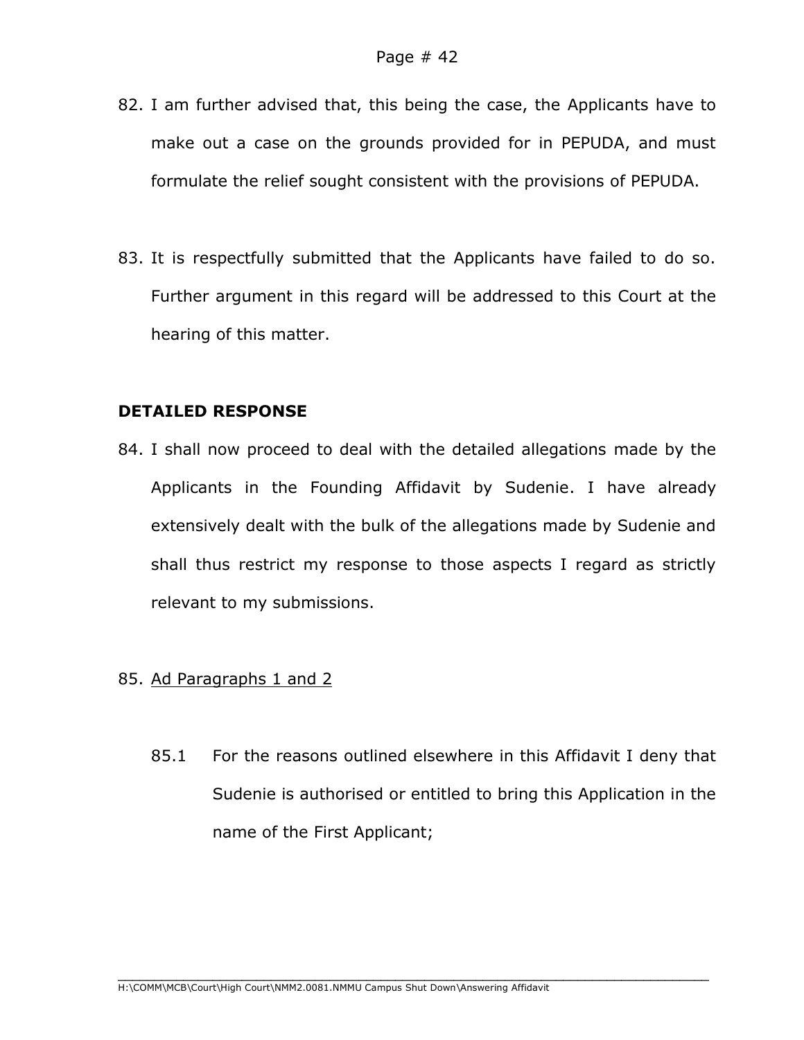82. I am further advised that, this being the case, the Applicants have to make out a case on the grounds provided for in PEPUDA, and must formulate the relief sought consistent with the provisions of PEPUDA.

83. It is respectfully submitted that the Applicants have failed to do so. Further argument in this regard will be addressed to this Court at the hearing of this matter.

**DETAILED RESPONSE**

84. I shall now proceed to deal with the detailed allegations made by the Applicants in the Founding Affidavit by Sudenie. I have already extensively dealt with the bulk of the allegations made by Sudenie and shall thus restrict my response to those aspects I regard as strictly relevant to my submissions.

85. <u>Ad Paragraphs 1 and 2</u>

    85.1 For the reasons outlined elsewhere in this Affidavit I deny that Sudenie is authorised or entitled to bring this Application in the name of the First Applicant;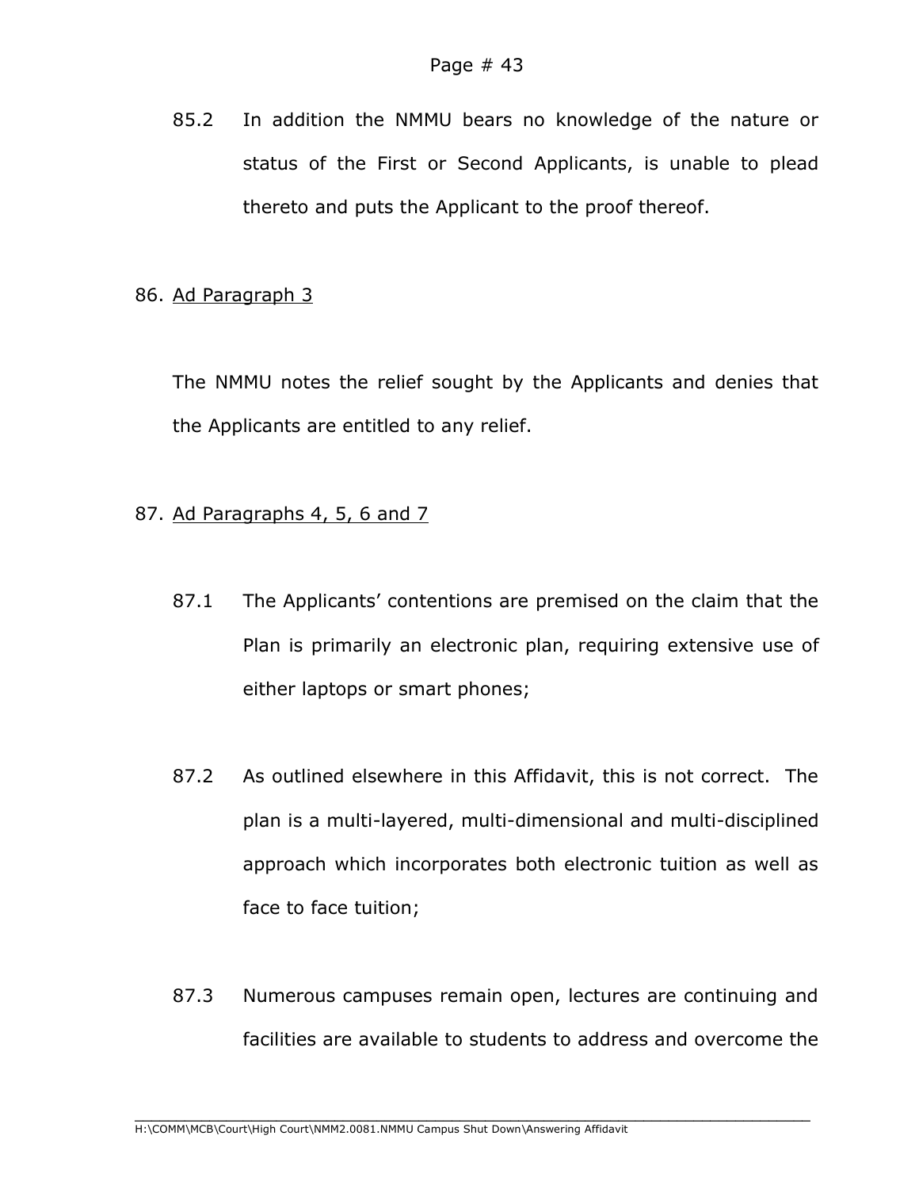85.2 In addition the NMMU bears no knowledge of the nature or status of the First or Second Applicants, is unable to plead thereto and puts the Applicant to the proof thereof.

86. <u>Ad Paragraph 3</u>

The NMMU notes the relief sought by the Applicants and denies that the Applicants are entitled to any relief.

87. <u>Ad Paragraphs 4, 5, 6 and 7</u>

87.1 The Applicants' contentions are premised on the claim that the Plan is primarily an electronic plan, requiring extensive use of either laptops or smart phones;

87.2 As outlined elsewhere in this Affidavit, this is not correct. The plan is a multi-layered, multi-dimensional and multi-disciplined approach which incorporates both electronic tuition as well as face to face tuition;

87.3 Numerous campuses remain open, lectures are continuing and facilities are available to students to address and overcome the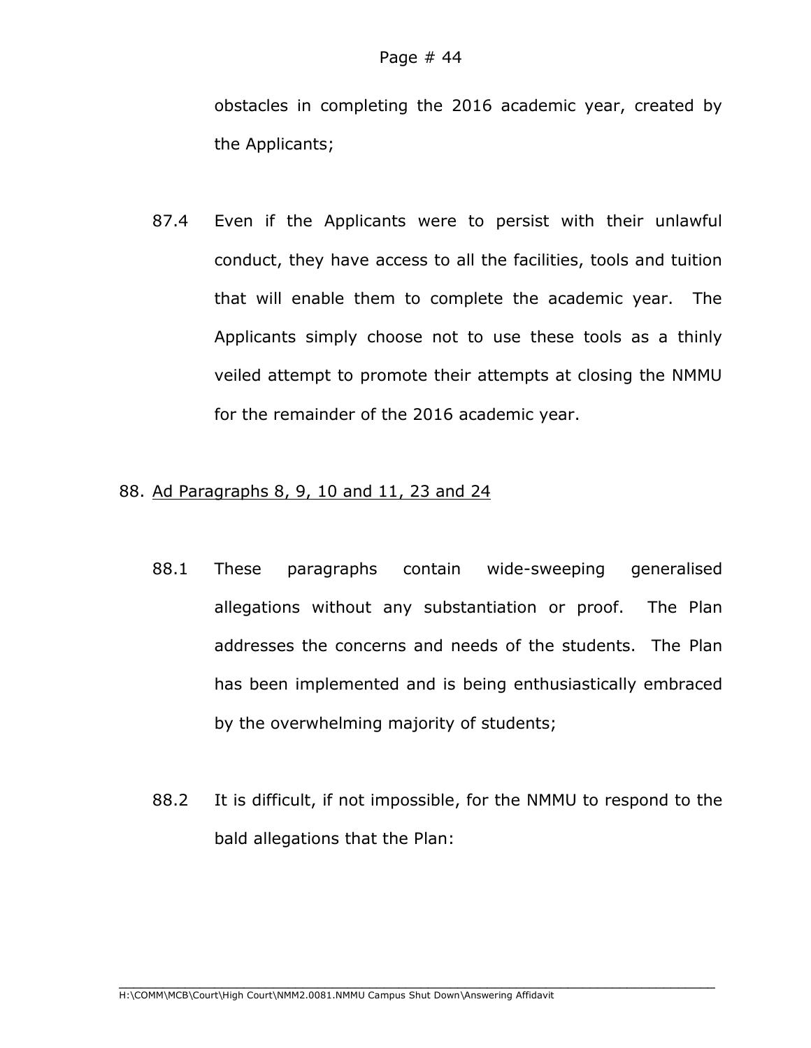obstacles in completing the 2016 academic year, created by the Applicants;

87.4 Even if the Applicants were to persist with their unlawful conduct, they have access to all the facilities, tools and tuition that will enable them to complete the academic year. The Applicants simply choose not to use these tools as a thinly veiled attempt to promote their attempts at closing the NMMU for the remainder of the 2016 academic year.

88. <u>Ad Paragraphs 8, 9, 10 and 11, 23 and 24</u>

88.1 These paragraphs contain wide-sweeping generalised allegations without any substantiation or proof. The Plan addresses the concerns and needs of the students. The Plan has been implemented and is being enthusiastically embraced by the overwhelming majority of students;

88.2 It is difficult, if not impossible, for the NMMU to respond to the bald allegations that the Plan: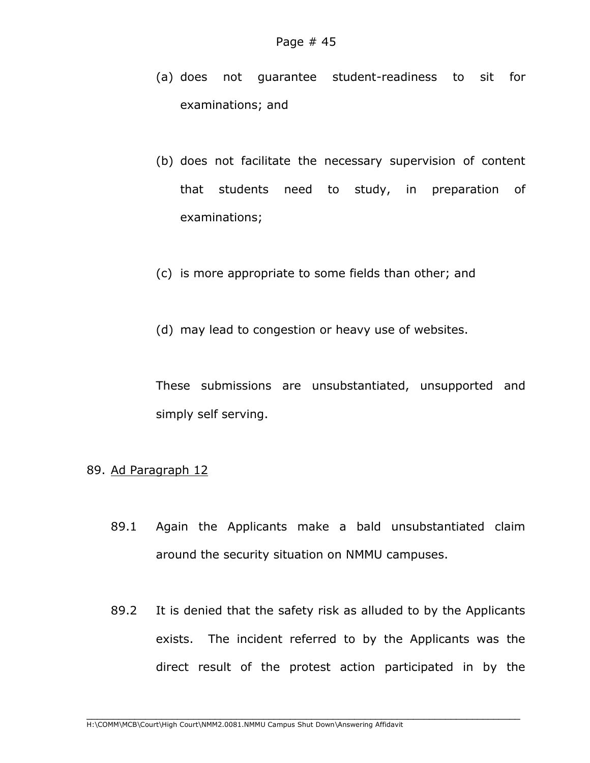(a) does not guarantee student-readiness to sit for examinations; and

(b) does not facilitate the necessary supervision of content that students need to study, in preparation of examinations;

(c) is more appropriate to some fields than other; and

(d) may lead to congestion or heavy use of websites.

These submissions are unsubstantiated, unsupported and simply self serving.

89. <u>Ad Paragraph 12</u>

89.1 Again the Applicants make a bald unsubstantiated claim around the security situation on NMMU campuses.

89.2 It is denied that the safety risk as alluded to by the Applicants exists. The incident referred to by the Applicants was the direct result of the protest action participated in by the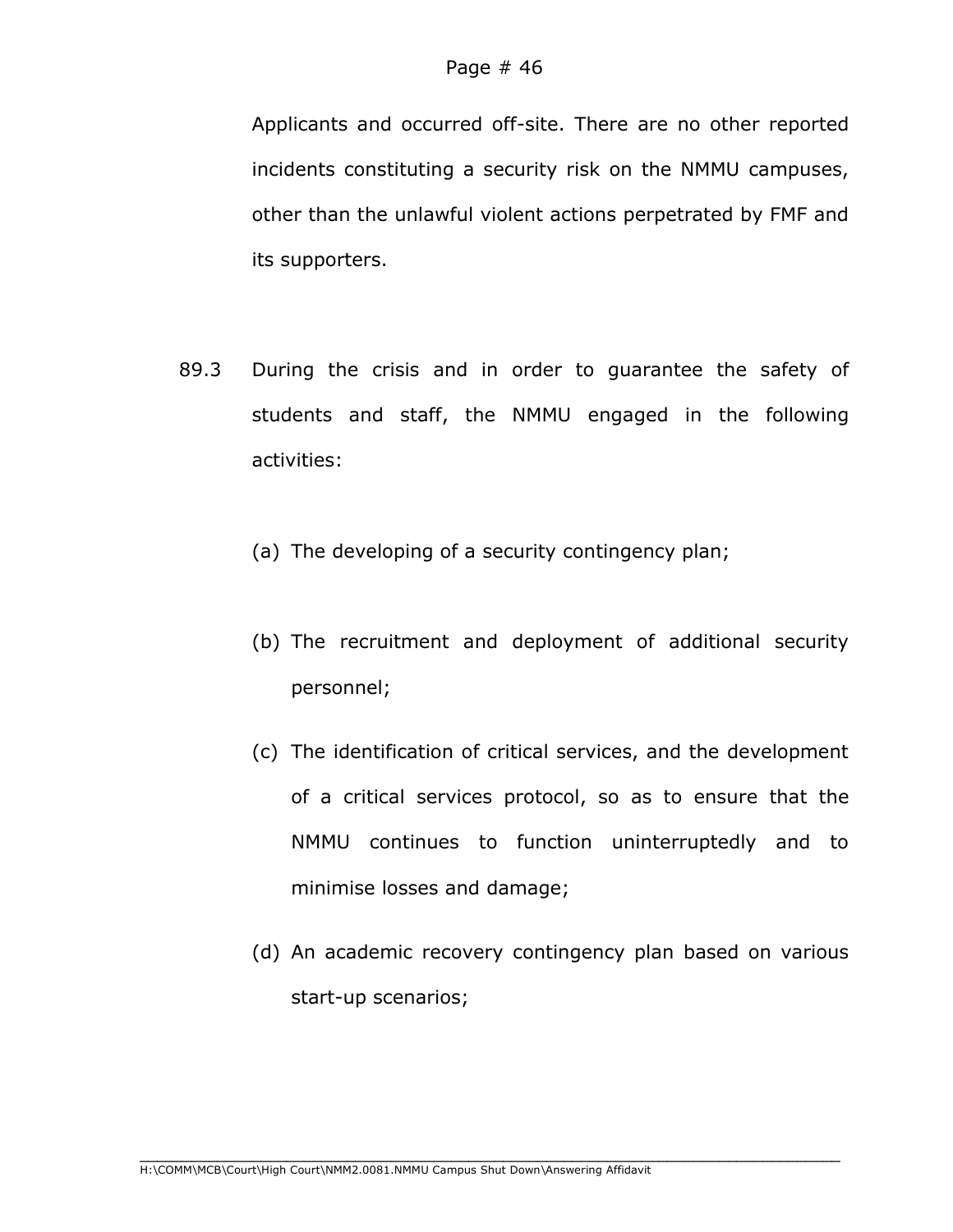Applicants and occurred off-site. There are no other reported incidents constituting a security risk on the NMMU campuses, other than the unlawful violent actions perpetrated by FMF and its supporters.

89.3 During the crisis and in order to guarantee the safety of students and staff, the NMMU engaged in the following activities:

(a) The developing of a security contingency plan;

(b) The recruitment and deployment of additional security personnel;

(c) The identification of critical services, and the development of a critical services protocol, so as to ensure that the NMMU continues to function uninterruptedly and to minimise losses and damage;

(d) An academic recovery contingency plan based on various start-up scenarios;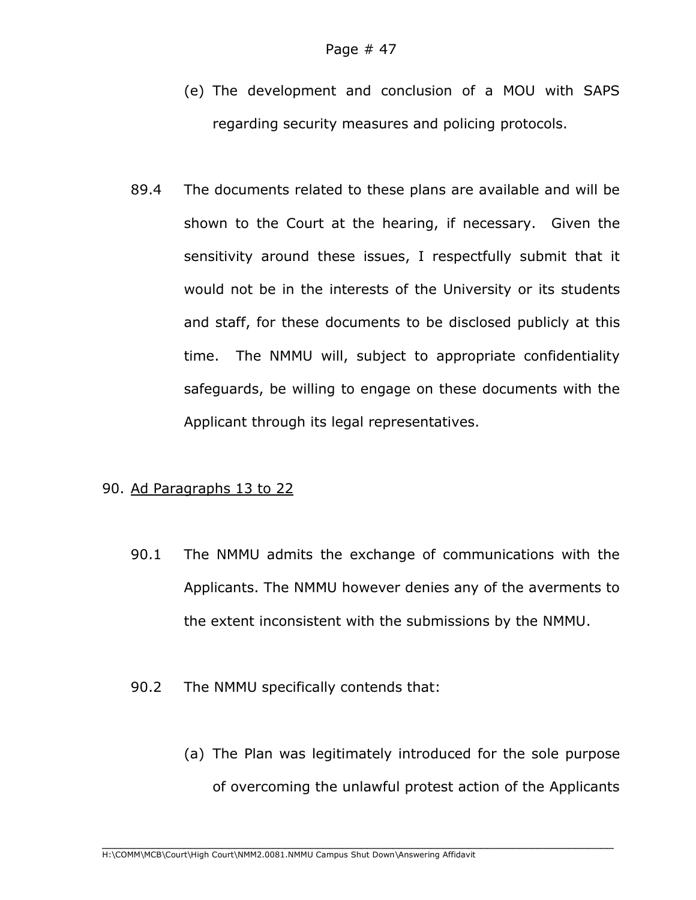(e) The development and conclusion of a MOU with SAPS regarding security measures and policing protocols.

89.4 The documents related to these plans are available and will be shown to the Court at the hearing, if necessary. Given the sensitivity around these issues, I respectfully submit that it would not be in the interests of the University or its students and staff, for these documents to be disclosed publicly at this time. The NMMU will, subject to appropriate confidentiality safeguards, be willing to engage on these documents with the Applicant through its legal representatives.

90. Ad Paragraphs 13 to 22

90.1 The NMMU admits the exchange of communications with the Applicants. The NMMU however denies any of the averments to the extent inconsistent with the submissions by the NMMU.

90.2 The NMMU specifically contends that:

(a) The Plan was legitimately introduced for the sole purpose of overcoming the unlawful protest action of the Applicants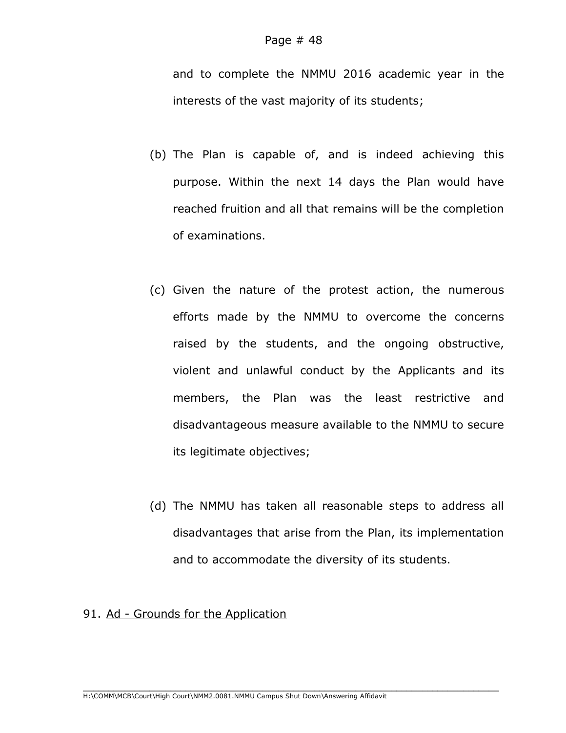and to complete the NMMU 2016 academic year in the interests of the vast majority of its students;

(b) The Plan is capable of, and is indeed achieving this purpose. Within the next 14 days the Plan would have reached fruition and all that remains will be the completion of examinations.

(c) Given the nature of the protest action, the numerous efforts made by the NMMU to overcome the concerns raised by the students, and the ongoing obstructive, violent and unlawful conduct by the Applicants and its members, the Plan was the least restrictive and disadvantageous measure available to the NMMU to secure its legitimate objectives;

(d) The NMMU has taken all reasonable steps to address all disadvantages that arise from the Plan, its implementation and to accommodate the diversity of its students.

91. <u>Ad - Grounds for the Application</u>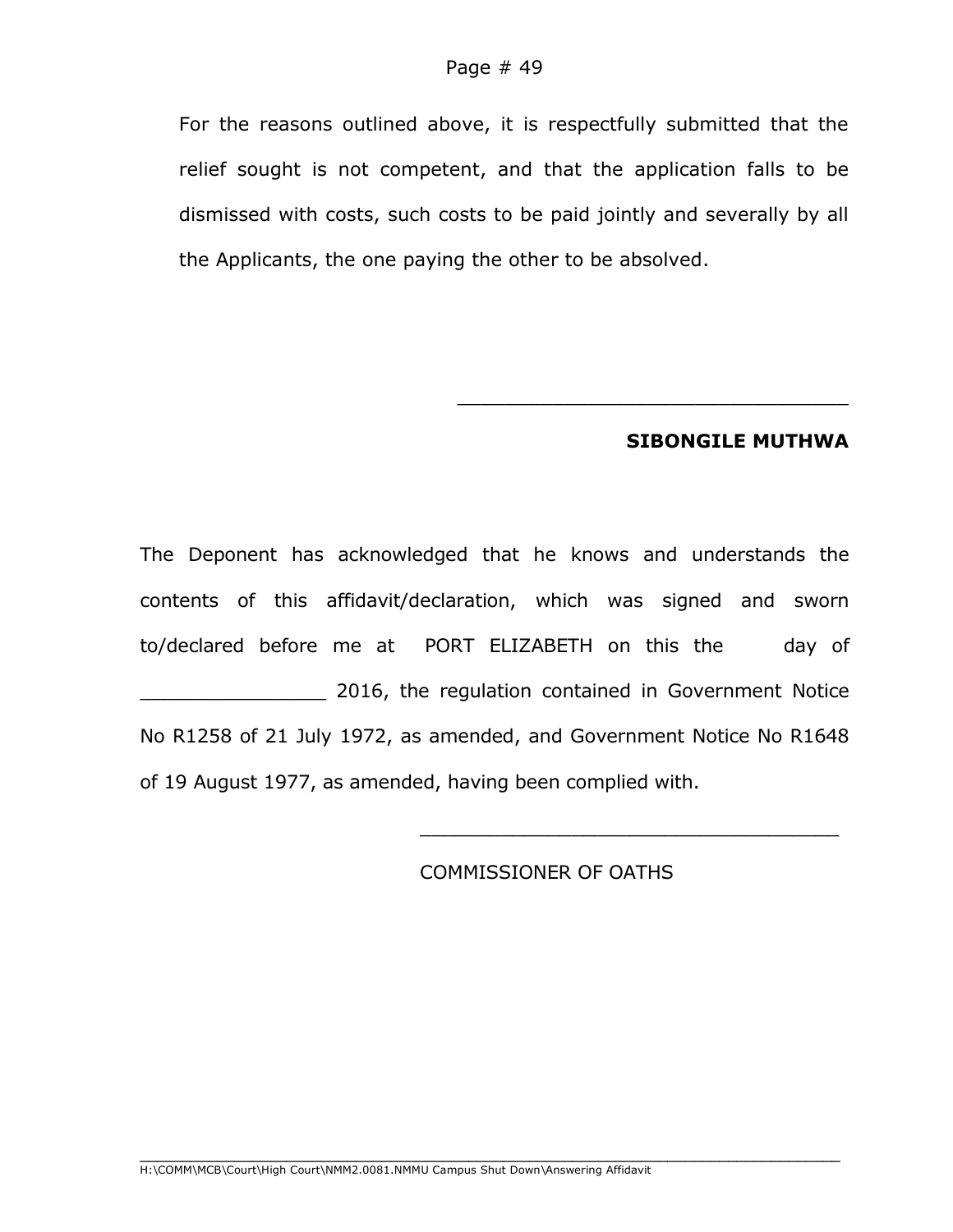For the reasons outlined above, it is respectfully submitted that the relief sought is not competent, and that the application falls to be dismissed with costs, such costs to be paid jointly and severally by all the Applicants, the one paying the other to be absolved.

\_\_\_\_\_\_\_\_\_\_\_\_\_\_\_\_\_\_\_\_\_\_\_\_\_\_\_\_\_\_\_\_\_

**SIBONGILE MUTHWA**

The Deponent has acknowledged that he knows and understands the contents of this affidavit/declaration, which was signed and sworn to/declared before me at PORT ELIZABETH on this the day of \_\_\_\_\_\_\_\_\_\_\_\_\_\_\_\_ 2016, the regulation contained in Government Notice No R1258 of 21 July 1972, as amended, and Government Notice No R1648 of 19 August 1977, as amended, having been complied with.

\_\_\_\_\_\_\_\_\_\_\_\_\_\_\_\_\_\_\_\_\_\_\_\_\_\_\_\_\_\_\_\_\_\_\_\_

COMMISSIONER OF OATHS

H:\COMM\MCB\Court\High Court\NMM2.0081.NMMU Campus Shut Down\Answering Affidavit